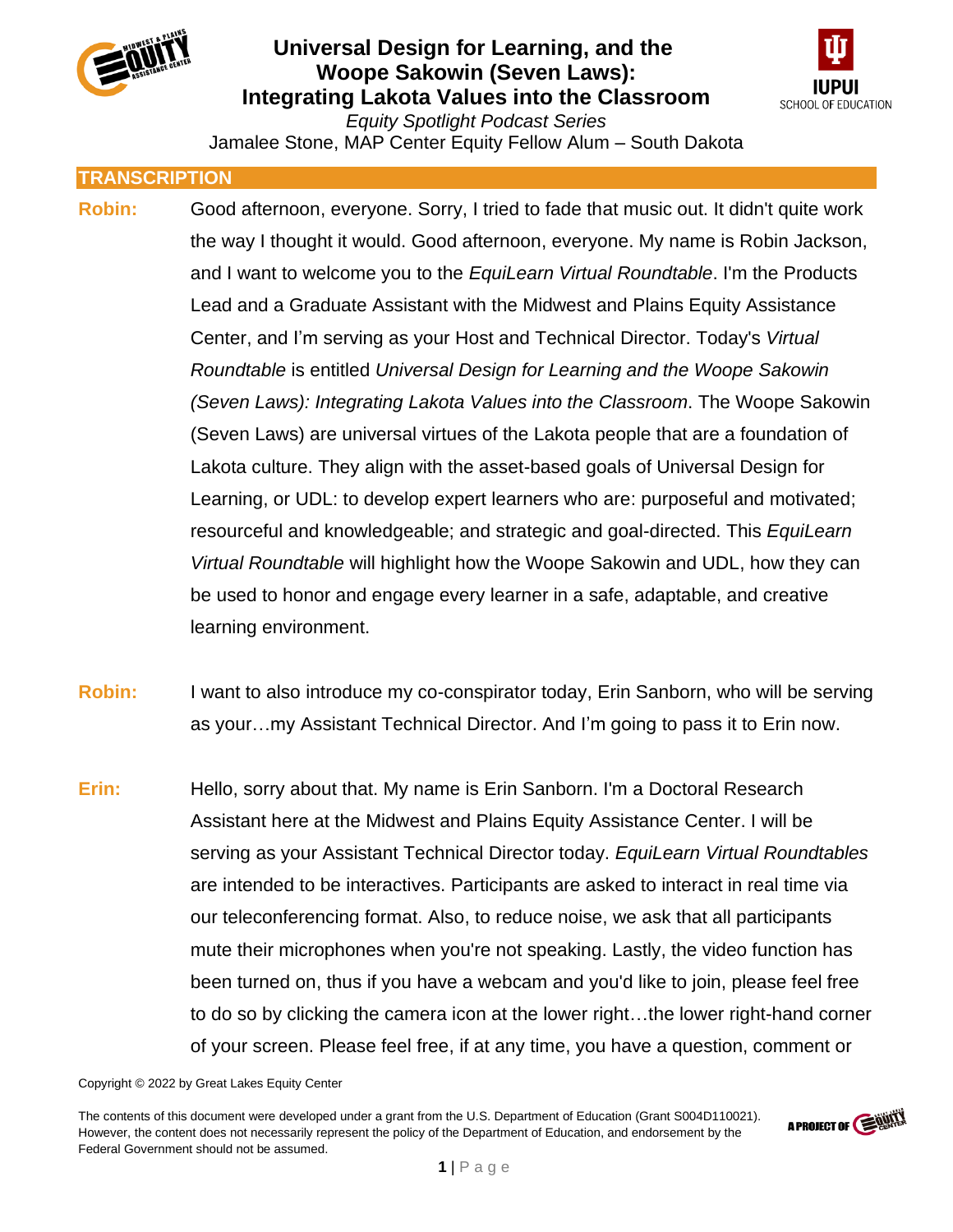# Universal Design for Learning, and the Woope Sakowin (Seven Laws): Integrating Lakota Values into the Classroom

*Equity Spotlight Podcast Series*

Jamalee Stone, MAP Center Equity Fellow Alum – South Dakota

## TRANSCRIPTION

**Robin:** Good afternoon, everyone. Sorry, I tried to fade that music out. It didn't quite work the way I thought it would. Good afternoon, everyone. My name is Robin Jackson, and I want to welcome you to the *EquiLearn Virtual Roundtable*. I'm the Products Lead and a Graduate Assistant with the Midwest and Plains Equity Assistance Center, and I'm serving as your Host and Technical Director. Today's *Virtual Roundtable* is entitled *Universal Design for Learning and the Woope Sakowin (Seven Laws): Integrating Lakota Values into the Classroom*. The Woope Sakowin (Seven Laws) are universal virtues of the Lakota people that are a foundation of Lakota culture. They align with the asset-based goals of Universal Design for Learning, or UDL: to develop expert learners who are: purposeful and motivated; resourceful and knowledgeable; and strategic and goal-directed. This *EquiLearn Virtual Roundtable* will highlight how the Woope Sakowin and UDL, how they can be used to honor and engage every learner in a safe, adaptable, and creative learning environment.

**Robin:** I want to also introduce my co-conspirator today, Erin Sanborn, who will be serving as your…my Assistant Technical Director. And I'm going to pass it to Erin now.

**Erin:** Hello, sorry about that. My name is Erin Sanborn. I'm a Doctoral Research Assistant here at the Midwest and Plains Equity Assistance Center. I will be serving as your Assistant Technical Director today. *EquiLearn Virtual Roundtables* are intended to be interactives. Participants are asked to interact in real time via our teleconferencing format. Also, to reduce noise, we ask that all participants mute their microphones when you're not speaking. Lastly, the video function has been turned on, thus if you have a webcam and you'd like to join, please feel free to do so by clicking the camera icon at the lower right…the lower right-hand corner of your screen. Please feel free, if at any time, you have a question, comment or

Copyright © 2022 by Great Lakes Equity Center

The contents of this document were developed under a grant from the U.S. Department of Education (Grant S004D110021). However, the content does not necessarily represent the policy of the Department of Education, and endorsement by the Federal Government should not be assumed.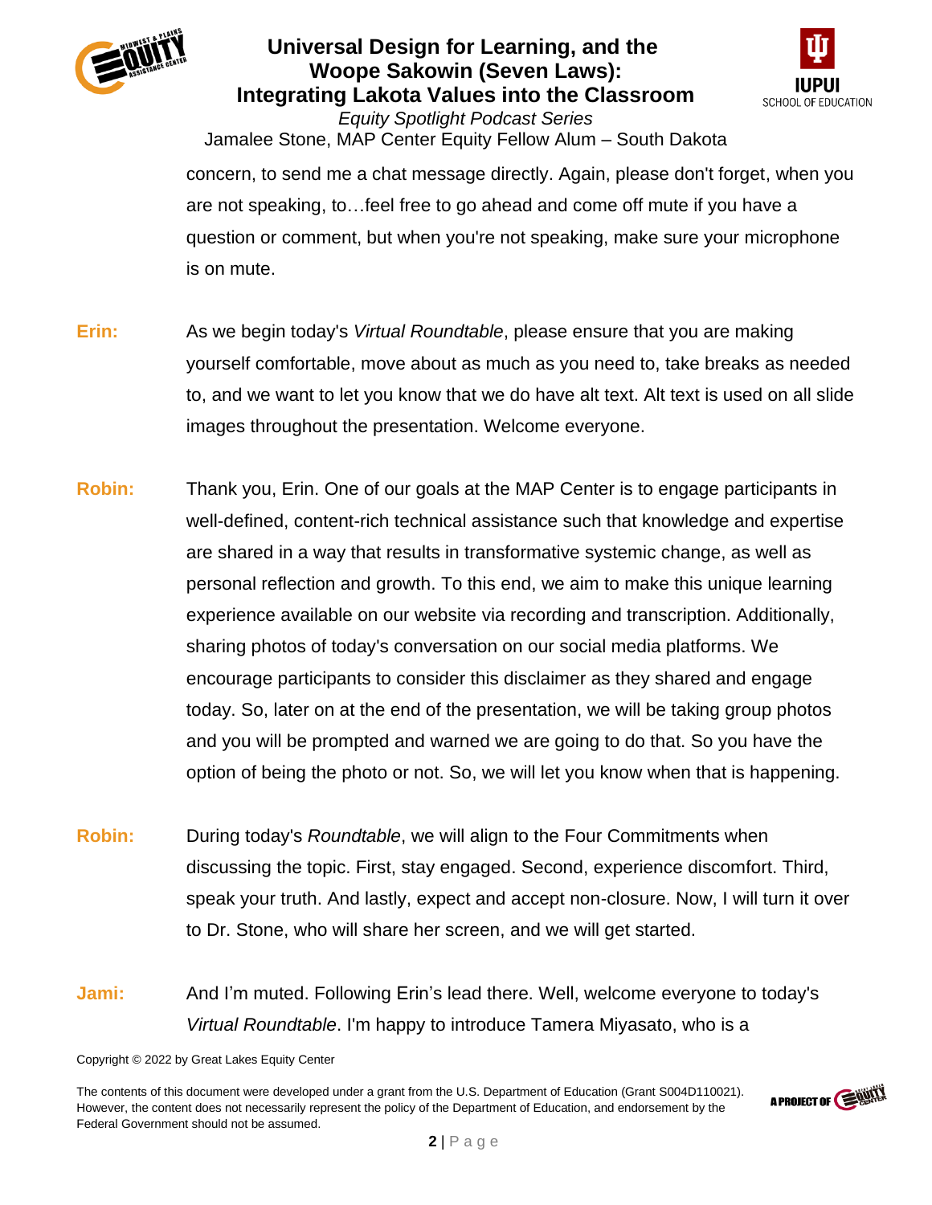concern, to send me a chat message directly. Again, please don't forget, when you are not speaking, to…feel free to go ahead and come off mute if you have a question or comment, but when you're not speaking, make sure your microphone is on mute.

**Erin:** As we begin today's *Virtual Roundtable*, please ensure that you are making yourself comfortable, move about as much as you need to, take breaks as needed to, and we want to let you know that we do have alt text. Alt text is used on all slide images throughout the presentation. Welcome everyone.

**Robin:** Thank you, Erin. One of our goals at the MAP Center is to engage participants in well-defined, content-rich technical assistance such that knowledge and expertise are shared in a way that results in transformative systemic change, as well as personal reflection and growth. To this end, we aim to make this unique learning experience available on our website via recording and transcription. Additionally, sharing photos of today's conversation on our social media platforms. We encourage participants to consider this disclaimer as they shared and engage today. So, later on at the end of the presentation, we will be taking group photos and you will be prompted and warned we are going to do that. So you have the option of being the photo or not. So, we will let you know when that is happening.

**Robin:** During today's *Roundtable*, we will align to the Four Commitments when discussing the topic. First, stay engaged. Second, experience discomfort. Third, speak your truth. And lastly, expect and accept non-closure. Now, I will turn it over to Dr. Stone, who will share her screen, and we will get started.

**Jami:** And I'm muted. Following Erin's lead there. Well, welcome everyone to today's *Virtual Roundtable*. I'm happy to introduce Tamera Miyasato, who is a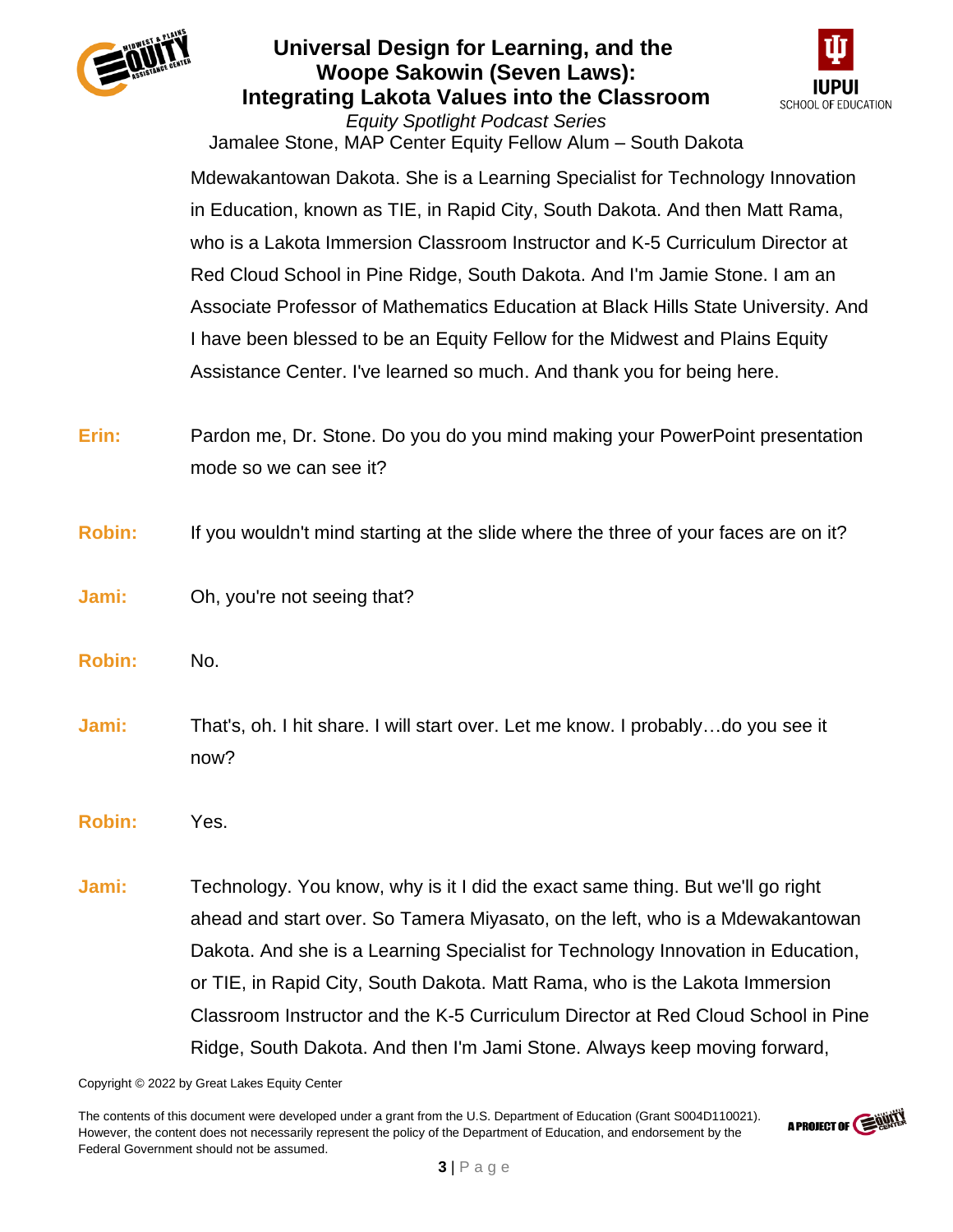Mdewakantowan Dakota. She is a Learning Specialist for Technology Innovation in Education, known as TIE, in Rapid City, South Dakota. And then Matt Rama, who is a Lakota Immersion Classroom Instructor and K-5 Curriculum Director at Red Cloud School in Pine Ridge, South Dakota. And I'm Jamie Stone. I am an Associate Professor of Mathematics Education at Black Hills State University. And I have been blessed to be an Equity Fellow for the Midwest and Plains Equity Assistance Center. I've learned so much. And thank you for being here.

**Erin:** Pardon me, Dr. Stone. Do you do you mind making your PowerPoint presentation mode so we can see it?

**Robin:** If you wouldn't mind starting at the slide where the three of your faces are on it?

**Jami:** Oh, you're not seeing that?

**Robin:** No.

**Jami:** That's, oh. I hit share. I will start over. Let me know. I probably…do you see it now?

**Robin:** Yes.

**Jami:** Technology. You know, why is it I did the exact same thing. But we'll go right ahead and start over. So Tamera Miyasato, on the left, who is a Mdewakantowan Dakota. And she is a Learning Specialist for Technology Innovation in Education, or TIE, in Rapid City, South Dakota. Matt Rama, who is the Lakota Immersion Classroom Instructor and the K-5 Curriculum Director at Red Cloud School in Pine Ridge, South Dakota. And then I'm Jami Stone. Always keep moving forward,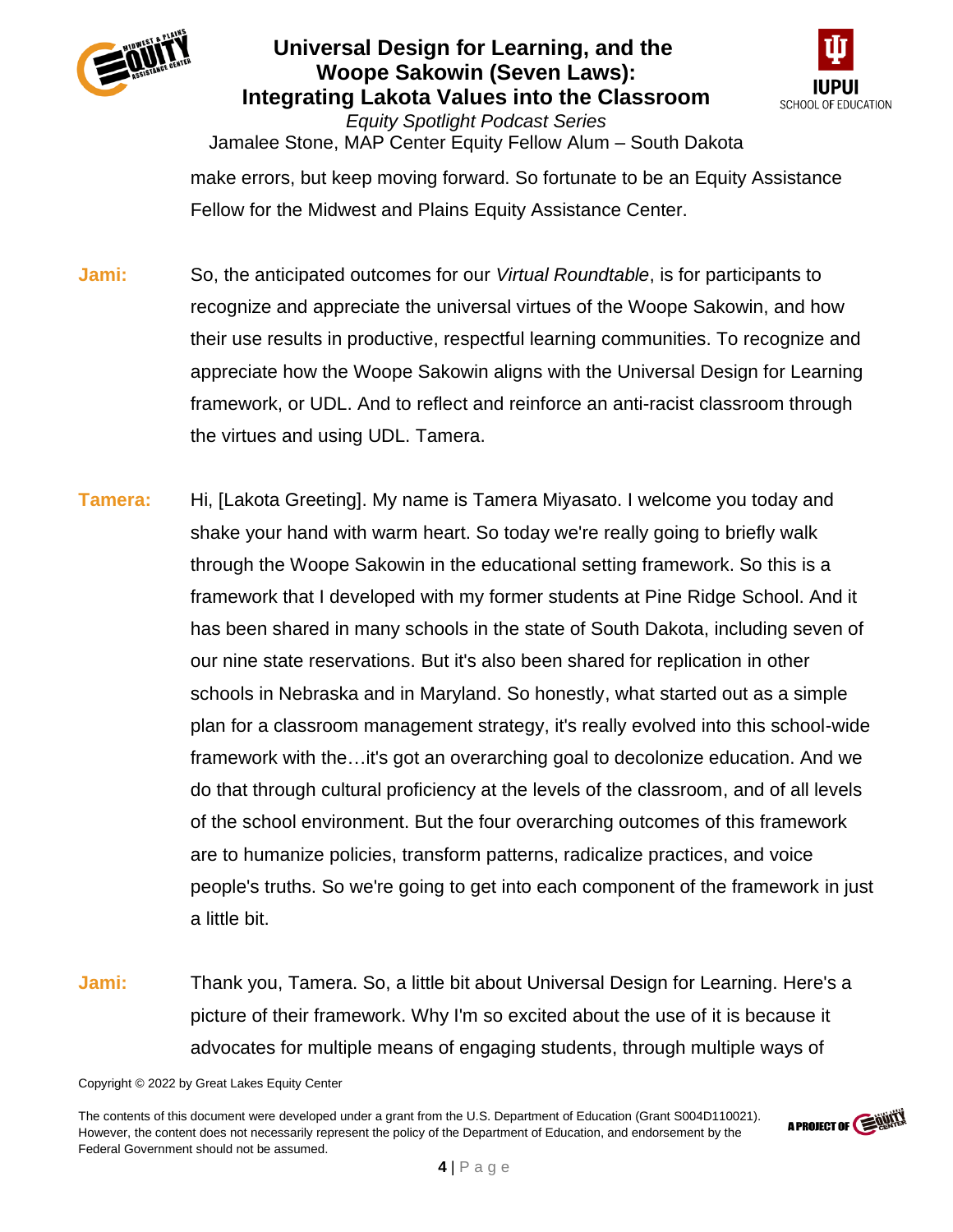make errors, but keep moving forward. So fortunate to be an Equity Assistance Fellow for the Midwest and Plains Equity Assistance Center.

**Jami:** So, the anticipated outcomes for our *Virtual Roundtable*, is for participants to recognize and appreciate the universal virtues of the Woope Sakowin, and how their use results in productive, respectful learning communities. To recognize and appreciate how the Woope Sakowin aligns with the Universal Design for Learning framework, or UDL. And to reflect and reinforce an anti-racist classroom through the virtues and using UDL. Tamera.

**Tamera:** Hi, [Lakota Greeting]. My name is Tamera Miyasato. I welcome you today and shake your hand with warm heart. So today we're really going to briefly walk through the Woope Sakowin in the educational setting framework. So this is a framework that I developed with my former students at Pine Ridge School. And it has been shared in many schools in the state of South Dakota, including seven of our nine state reservations. But it's also been shared for replication in other schools in Nebraska and in Maryland. So honestly, what started out as a simple plan for a classroom management strategy, it's really evolved into this school-wide framework with the…it's got an overarching goal to decolonize education. And we do that through cultural proficiency at the levels of the classroom, and of all levels of the school environment. But the four overarching outcomes of this framework are to humanize policies, transform patterns, radicalize practices, and voice people's truths. So we're going to get into each component of the framework in just a little bit.

**Jami:** Thank you, Tamera. So, a little bit about Universal Design for Learning. Here's a picture of their framework. Why I'm so excited about the use of it is because it advocates for multiple means of engaging students, through multiple ways of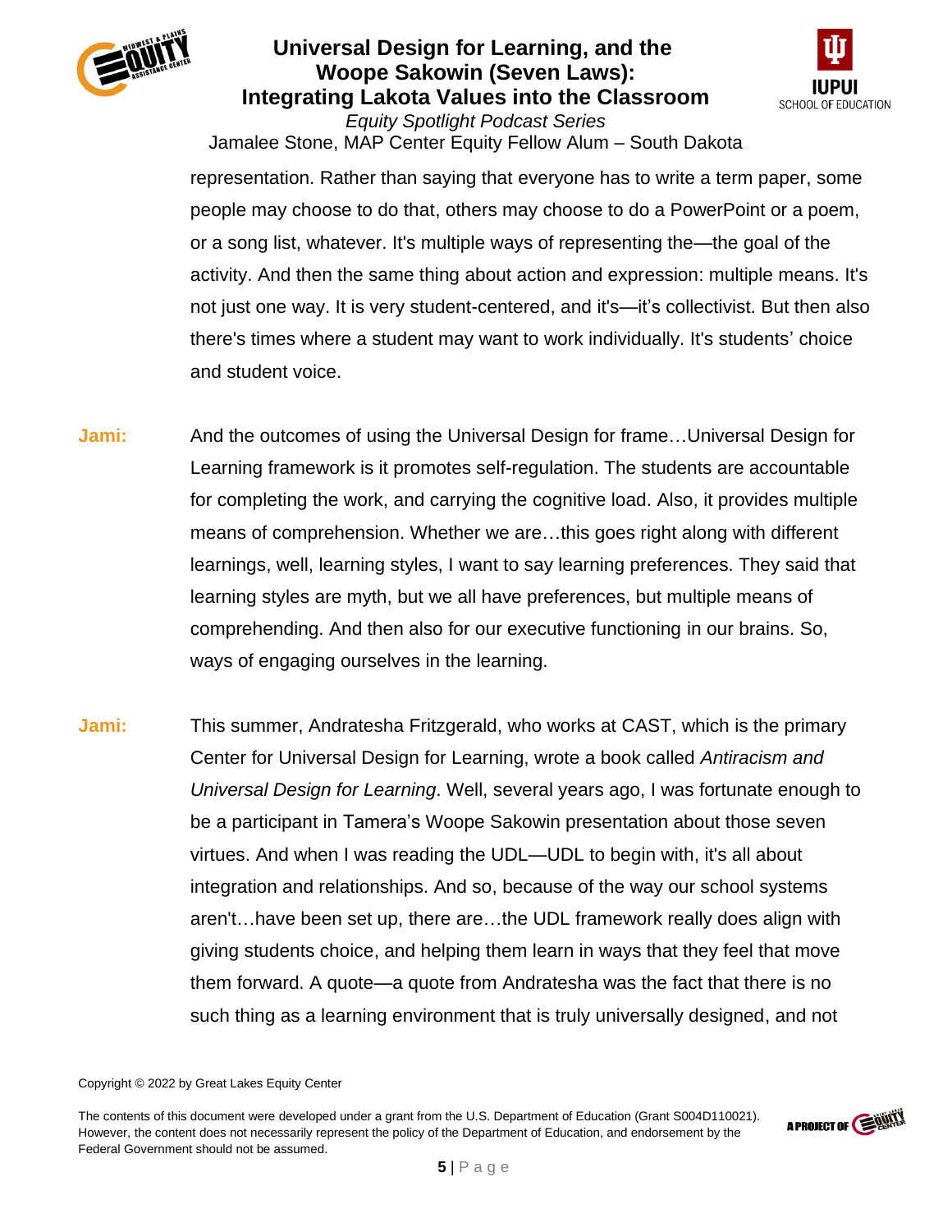representation. Rather than saying that everyone has to write a term paper, some people may choose to do that, others may choose to do a PowerPoint or a poem, or a song list, whatever. It's multiple ways of representing the—the goal of the activity. And then the same thing about action and expression: multiple means. It's not just one way. It is very student-centered, and it's—it's collectivist. But then also there's times where a student may want to work individually. It's students' choice and student voice.

**Jami:** And the outcomes of using the Universal Design for frame…Universal Design for Learning framework is it promotes self-regulation. The students are accountable for completing the work, and carrying the cognitive load. Also, it provides multiple means of comprehension. Whether we are…this goes right along with different learnings, well, learning styles, I want to say learning preferences. They said that learning styles are myth, but we all have preferences, but multiple means of comprehending. And then also for our executive functioning in our brains. So, ways of engaging ourselves in the learning.

**Jami:** This summer, Andratesha Fritzgerald, who works at CAST, which is the primary Center for Universal Design for Learning, wrote a book called *Antiracism and Universal Design for Learning*. Well, several years ago, I was fortunate enough to be a participant in Tamera's Woope Sakowin presentation about those seven virtues. And when I was reading the UDL—UDL to begin with, it's all about integration and relationships. And so, because of the way our school systems aren't…have been set up, there are…the UDL framework really does align with giving students choice, and helping them learn in ways that they feel that move them forward. A quote—a quote from Andratesha was the fact that there is no such thing as a learning environment that is truly universally designed, and not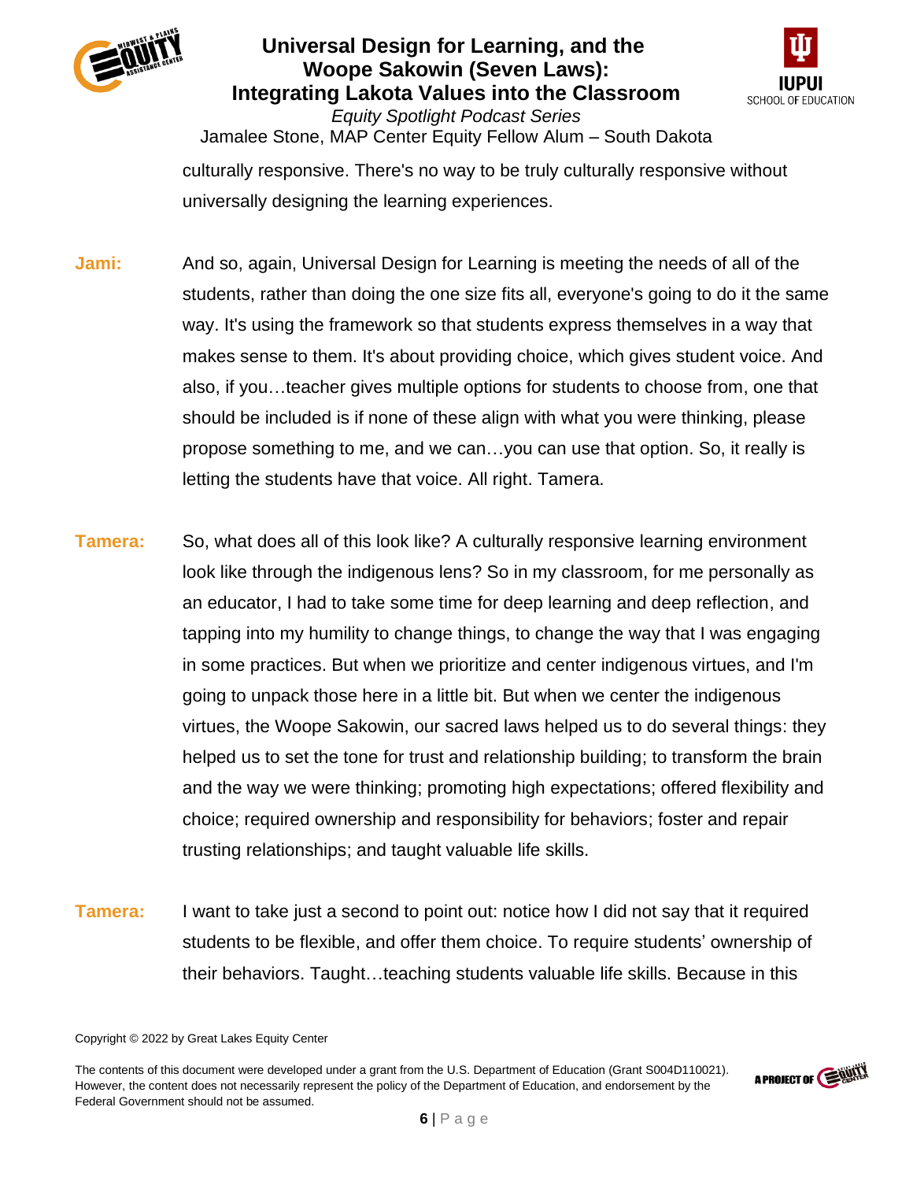culturally responsive. There's no way to be truly culturally responsive without universally designing the learning experiences.

**Jami:** And so, again, Universal Design for Learning is meeting the needs of all of the students, rather than doing the one size fits all, everyone's going to do it the same way. It's using the framework so that students express themselves in a way that makes sense to them. It's about providing choice, which gives student voice. And also, if you…teacher gives multiple options for students to choose from, one that should be included is if none of these align with what you were thinking, please propose something to me, and we can…you can use that option. So, it really is letting the students have that voice. All right. Tamera.

**Tamera:** So, what does all of this look like? A culturally responsive learning environment look like through the indigenous lens? So in my classroom, for me personally as an educator, I had to take some time for deep learning and deep reflection, and tapping into my humility to change things, to change the way that I was engaging in some practices. But when we prioritize and center indigenous virtues, and I'm going to unpack those here in a little bit. But when we center the indigenous virtues, the Woope Sakowin, our sacred laws helped us to do several things: they helped us to set the tone for trust and relationship building; to transform the brain and the way we were thinking; promoting high expectations; offered flexibility and choice; required ownership and responsibility for behaviors; foster and repair trusting relationships; and taught valuable life skills.

**Tamera:** I want to take just a second to point out: notice how I did not say that it required students to be flexible, and offer them choice. To require students' ownership of their behaviors. Taught…teaching students valuable life skills. Because in this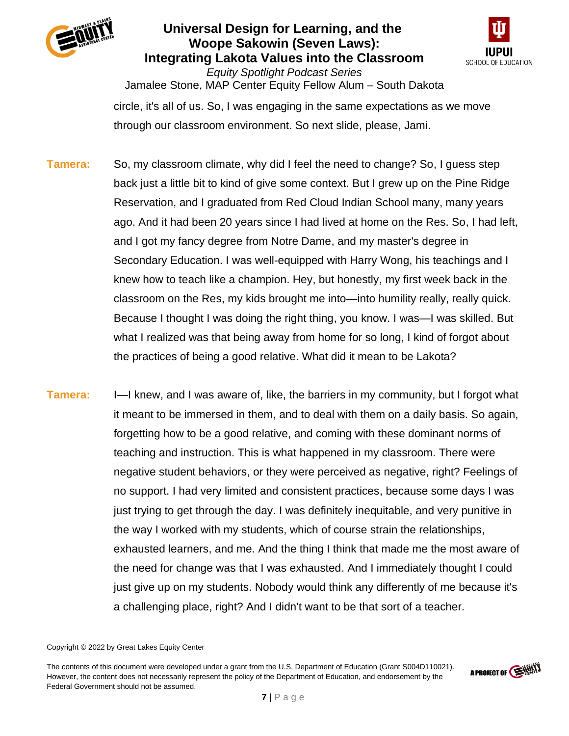circle, it's all of us. So, I was engaging in the same expectations as we move through our classroom environment. So next slide, please, Jami.

**Tamera:** So, my classroom climate, why did I feel the need to change? So, I guess step back just a little bit to kind of give some context. But I grew up on the Pine Ridge Reservation, and I graduated from Red Cloud Indian School many, many years ago. And it had been 20 years since I had lived at home on the Res. So, I had left, and I got my fancy degree from Notre Dame, and my master's degree in Secondary Education. I was well-equipped with Harry Wong, his teachings and I knew how to teach like a champion. Hey, but honestly, my first week back in the classroom on the Res, my kids brought me into—into humility really, really quick. Because I thought I was doing the right thing, you know. I was—I was skilled. But what I realized was that being away from home for so long, I kind of forgot about the practices of being a good relative. What did it mean to be Lakota?

**Tamera:** I—I knew, and I was aware of, like, the barriers in my community, but I forgot what it meant to be immersed in them, and to deal with them on a daily basis. So again, forgetting how to be a good relative, and coming with these dominant norms of teaching and instruction. This is what happened in my classroom. There were negative student behaviors, or they were perceived as negative, right? Feelings of no support. I had very limited and consistent practices, because some days I was just trying to get through the day. I was definitely inequitable, and very punitive in the way I worked with my students, which of course strain the relationships, exhausted learners, and me. And the thing I think that made me the most aware of the need for change was that I was exhausted. And I immediately thought I could just give up on my students. Nobody would think any differently of me because it's a challenging place, right? And I didn't want to be that sort of a teacher.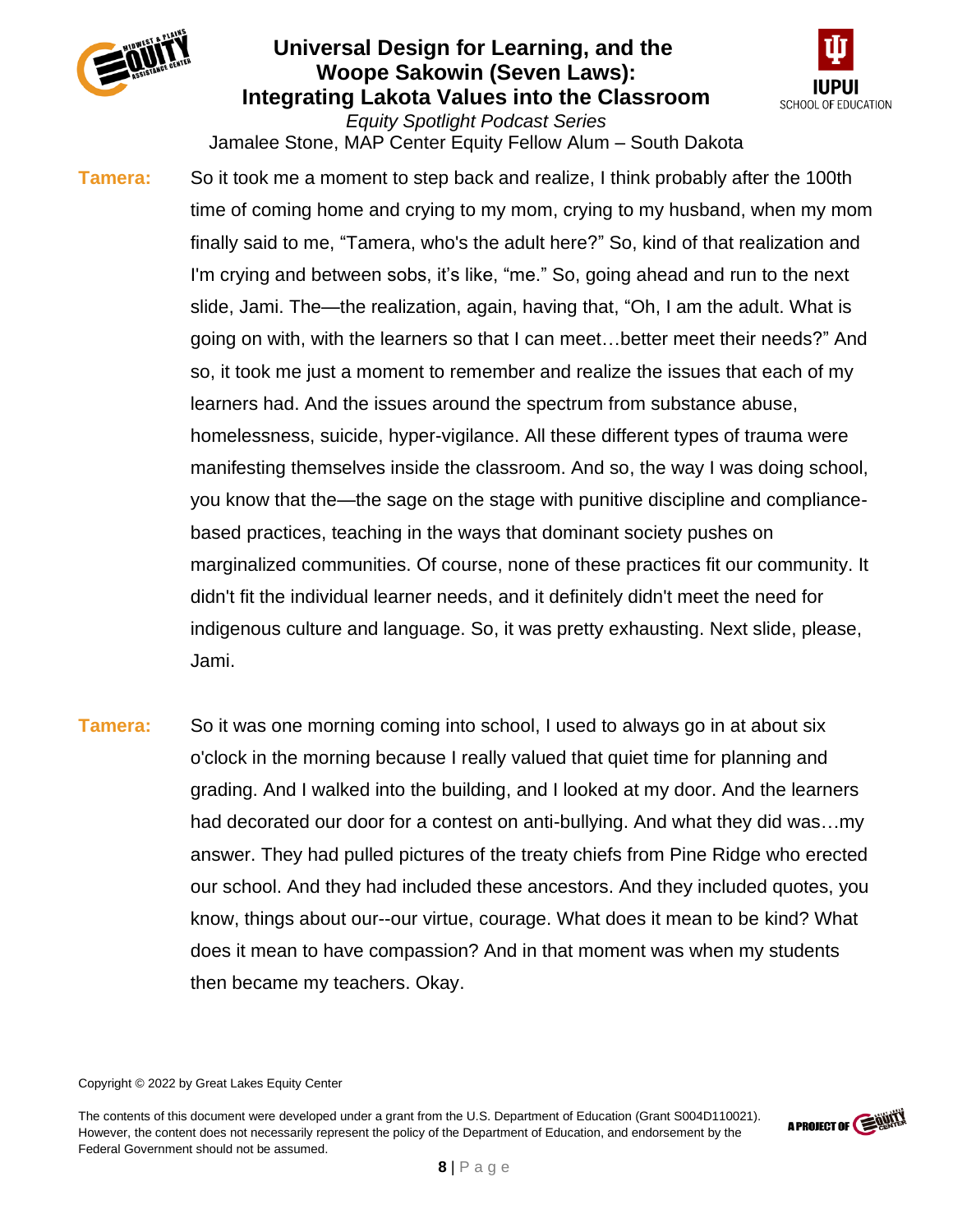**Tamera:** So it took me a moment to step back and realize, I think probably after the 100th time of coming home and crying to my mom, crying to my husband, when my mom finally said to me, "Tamera, who's the adult here?" So, kind of that realization and I'm crying and between sobs, it's like, "me." So, going ahead and run to the next slide, Jami. The—the realization, again, having that, "Oh, I am the adult. What is going on with, with the learners so that I can meet…better meet their needs?" And so, it took me just a moment to remember and realize the issues that each of my learners had. And the issues around the spectrum from substance abuse, homelessness, suicide, hyper-vigilance. All these different types of trauma were manifesting themselves inside the classroom. And so, the way I was doing school, you know that the—the sage on the stage with punitive discipline and compliance-based practices, teaching in the ways that dominant society pushes on marginalized communities. Of course, none of these practices fit our community. It didn't fit the individual learner needs, and it definitely didn't meet the need for indigenous culture and language. So, it was pretty exhausting. Next slide, please, Jami.

**Tamera:** So it was one morning coming into school, I used to always go in at about six o'clock in the morning because I really valued that quiet time for planning and grading. And I walked into the building, and I looked at my door. And the learners had decorated our door for a contest on anti-bullying. And what they did was…my answer. They had pulled pictures of the treaty chiefs from Pine Ridge who erected our school. And they had included these ancestors. And they included quotes, you know, things about our--our virtue, courage. What does it mean to be kind? What does it mean to have compassion? And in that moment was when my students then became my teachers. Okay.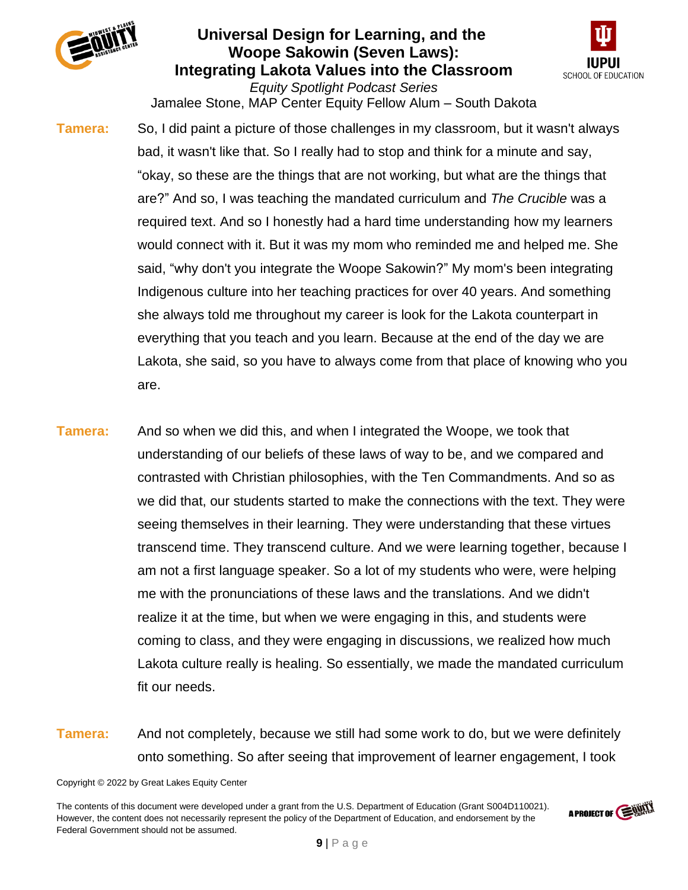**Tamera:** So, I did paint a picture of those challenges in my classroom, but it wasn't always bad, it wasn't like that. So I really had to stop and think for a minute and say, "okay, so these are the things that are not working, but what are the things that are?" And so, I was teaching the mandated curriculum and *The Crucible* was a required text. And so I honestly had a hard time understanding how my learners would connect with it. But it was my mom who reminded me and helped me. She said, "why don't you integrate the Woope Sakowin?" My mom's been integrating Indigenous culture into her teaching practices for over 40 years. And something she always told me throughout my career is look for the Lakota counterpart in everything that you teach and you learn. Because at the end of the day we are Lakota, she said, so you have to always come from that place of knowing who you are.

**Tamera:** And so when we did this, and when I integrated the Woope, we took that understanding of our beliefs of these laws of way to be, and we compared and contrasted with Christian philosophies, with the Ten Commandments. And so as we did that, our students started to make the connections with the text. They were seeing themselves in their learning. They were understanding that these virtues transcend time. They transcend culture. And we were learning together, because I am not a first language speaker. So a lot of my students who were, were helping me with the pronunciations of these laws and the translations. And we didn't realize it at the time, but when we were engaging in this, and students were coming to class, and they were engaging in discussions, we realized how much Lakota culture really is healing. So essentially, we made the mandated curriculum fit our needs.

**Tamera:** And not completely, because we still had some work to do, but we were definitely onto something. So after seeing that improvement of learner engagement, I took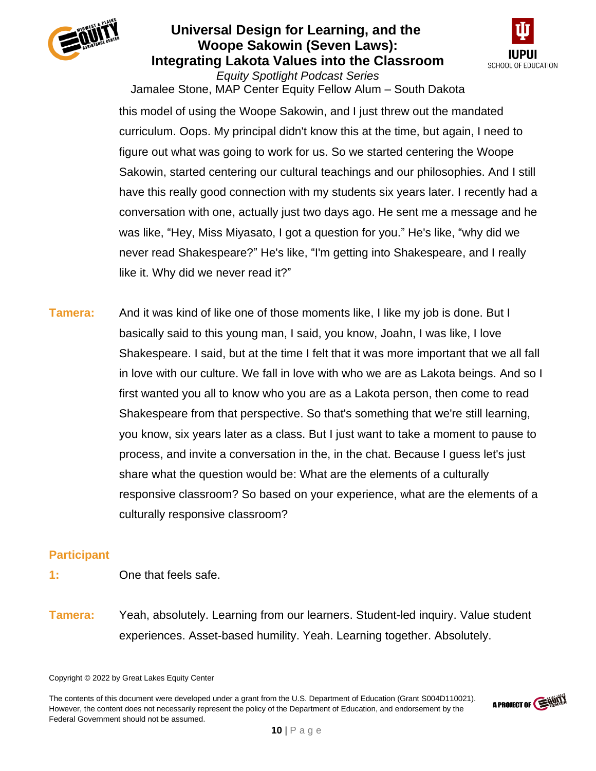this model of using the Woope Sakowin, and I just threw out the mandated curriculum. Oops. My principal didn't know this at the time, but again, I need to figure out what was going to work for us. So we started centering the Woope Sakowin, started centering our cultural teachings and our philosophies. And I still have this really good connection with my students six years later. I recently had a conversation with one, actually just two days ago. He sent me a message and he was like, "Hey, Miss Miyasato, I got a question for you." He's like, "why did we never read Shakespeare?" He's like, "I'm getting into Shakespeare, and I really like it. Why did we never read it?"

**Tamera:** And it was kind of like one of those moments like, I like my job is done. But I basically said to this young man, I said, you know, Joahn, I was like, I love Shakespeare. I said, but at the time I felt that it was more important that we all fall in love with our culture. We fall in love with who we are as Lakota beings. And so I first wanted you all to know who you are as a Lakota person, then come to read Shakespeare from that perspective. So that's something that we're still learning, you know, six years later as a class. But I just want to take a moment to pause to process, and invite a conversation in the, in the chat. Because I guess let's just share what the question would be: What are the elements of a culturally responsive classroom? So based on your experience, what are the elements of a culturally responsive classroom?

**Participant 1:** One that feels safe.

**Tamera:** Yeah, absolutely. Learning from our learners. Student-led inquiry. Value student experiences. Asset-based humility. Yeah. Learning together. Absolutely.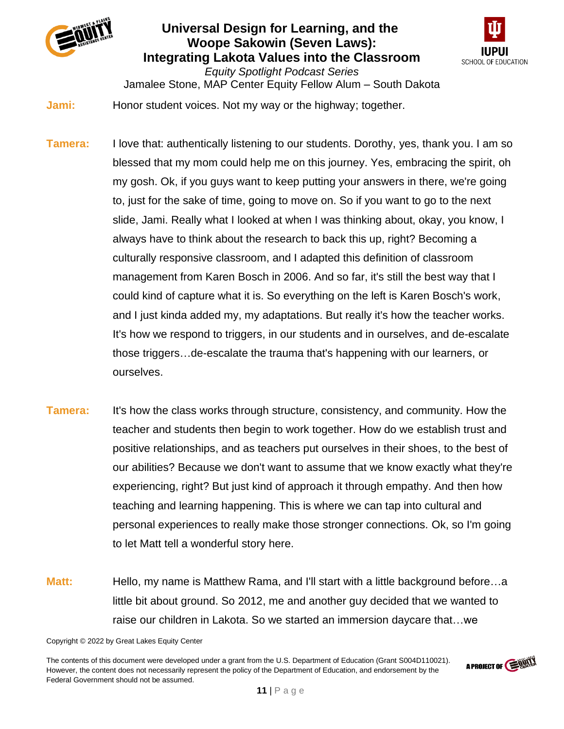**Jami:** Honor student voices. Not my way or the highway; together.

**Tamera:** I love that: authentically listening to our students. Dorothy, yes, thank you. I am so blessed that my mom could help me on this journey. Yes, embracing the spirit, oh my gosh. Ok, if you guys want to keep putting your answers in there, we're going to, just for the sake of time, going to move on. So if you want to go to the next slide, Jami. Really what I looked at when I was thinking about, okay, you know, I always have to think about the research to back this up, right? Becoming a culturally responsive classroom, and I adapted this definition of classroom management from Karen Bosch in 2006. And so far, it's still the best way that I could kind of capture what it is. So everything on the left is Karen Bosch's work, and I just kinda added my, my adaptations. But really it's how the teacher works. It's how we respond to triggers, in our students and in ourselves, and de-escalate those triggers…de-escalate the trauma that's happening with our learners, or ourselves.

**Tamera:** It's how the class works through structure, consistency, and community. How the teacher and students then begin to work together. How do we establish trust and positive relationships, and as teachers put ourselves in their shoes, to the best of our abilities? Because we don't want to assume that we know exactly what they're experiencing, right? But just kind of approach it through empathy. And then how teaching and learning happening. This is where we can tap into cultural and personal experiences to really make those stronger connections. Ok, so I'm going to let Matt tell a wonderful story here.

**Matt:** Hello, my name is Matthew Rama, and I'll start with a little background before…a little bit about ground. So 2012, me and another guy decided that we wanted to raise our children in Lakota. So we started an immersion daycare that…we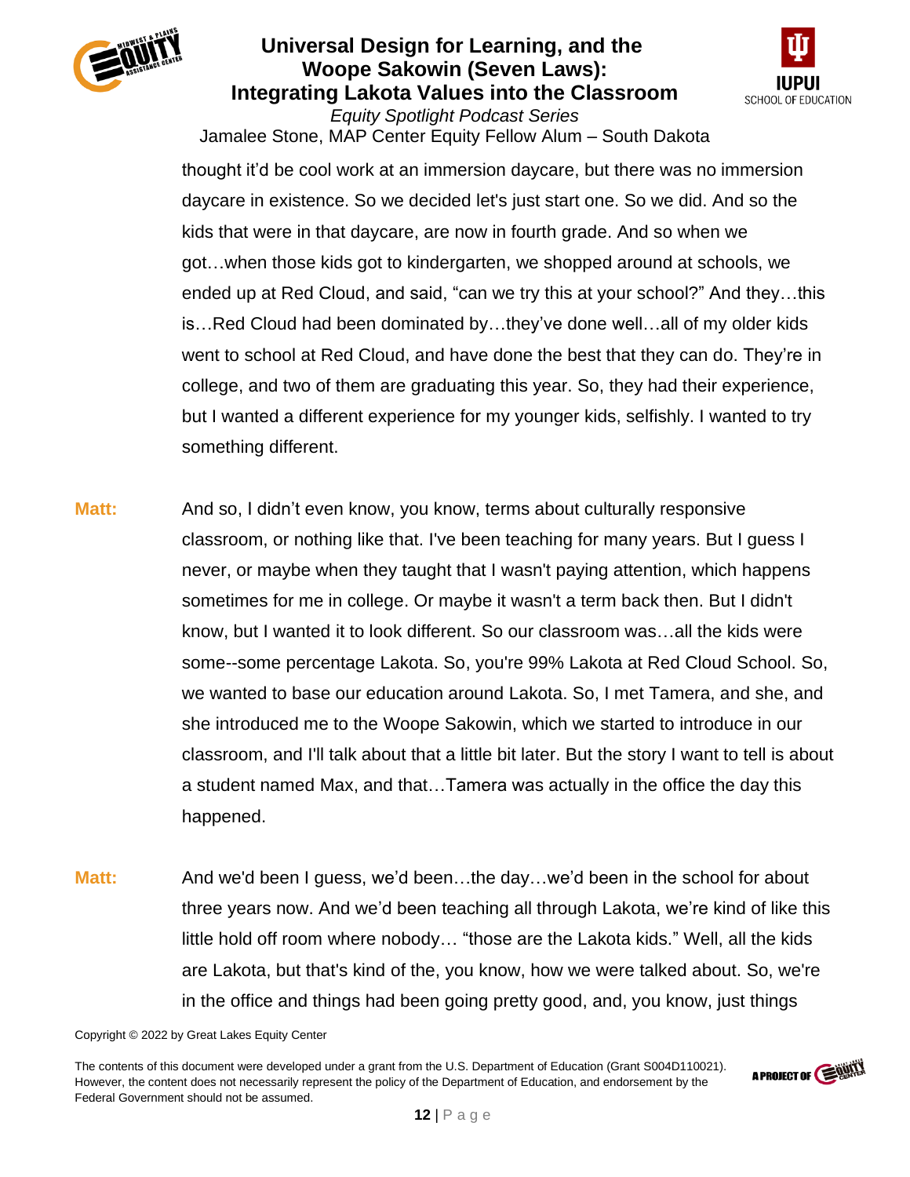thought it'd be cool work at an immersion daycare, but there was no immersion daycare in existence. So we decided let's just start one. So we did. And so the kids that were in that daycare, are now in fourth grade. And so when we got…when those kids got to kindergarten, we shopped around at schools, we ended up at Red Cloud, and said, "can we try this at your school?" And they…this is…Red Cloud had been dominated by…they've done well…all of my older kids went to school at Red Cloud, and have done the best that they can do. They're in college, and two of them are graduating this year. So, they had their experience, but I wanted a different experience for my younger kids, selfishly. I wanted to try something different.

**Matt:** And so, I didn't even know, you know, terms about culturally responsive classroom, or nothing like that. I've been teaching for many years. But I guess I never, or maybe when they taught that I wasn't paying attention, which happens sometimes for me in college. Or maybe it wasn't a term back then. But I didn't know, but I wanted it to look different. So our classroom was…all the kids were some--some percentage Lakota. So, you're 99% Lakota at Red Cloud School. So, we wanted to base our education around Lakota. So, I met Tamera, and she, and she introduced me to the Woope Sakowin, which we started to introduce in our classroom, and I'll talk about that a little bit later. But the story I want to tell is about a student named Max, and that…Tamera was actually in the office the day this happened.

**Matt:** And we'd been I guess, we'd been…the day…we'd been in the school for about three years now. And we'd been teaching all through Lakota, we're kind of like this little hold off room where nobody… "those are the Lakota kids." Well, all the kids are Lakota, but that's kind of the, you know, how we were talked about. So, we're in the office and things had been going pretty good, and, you know, just things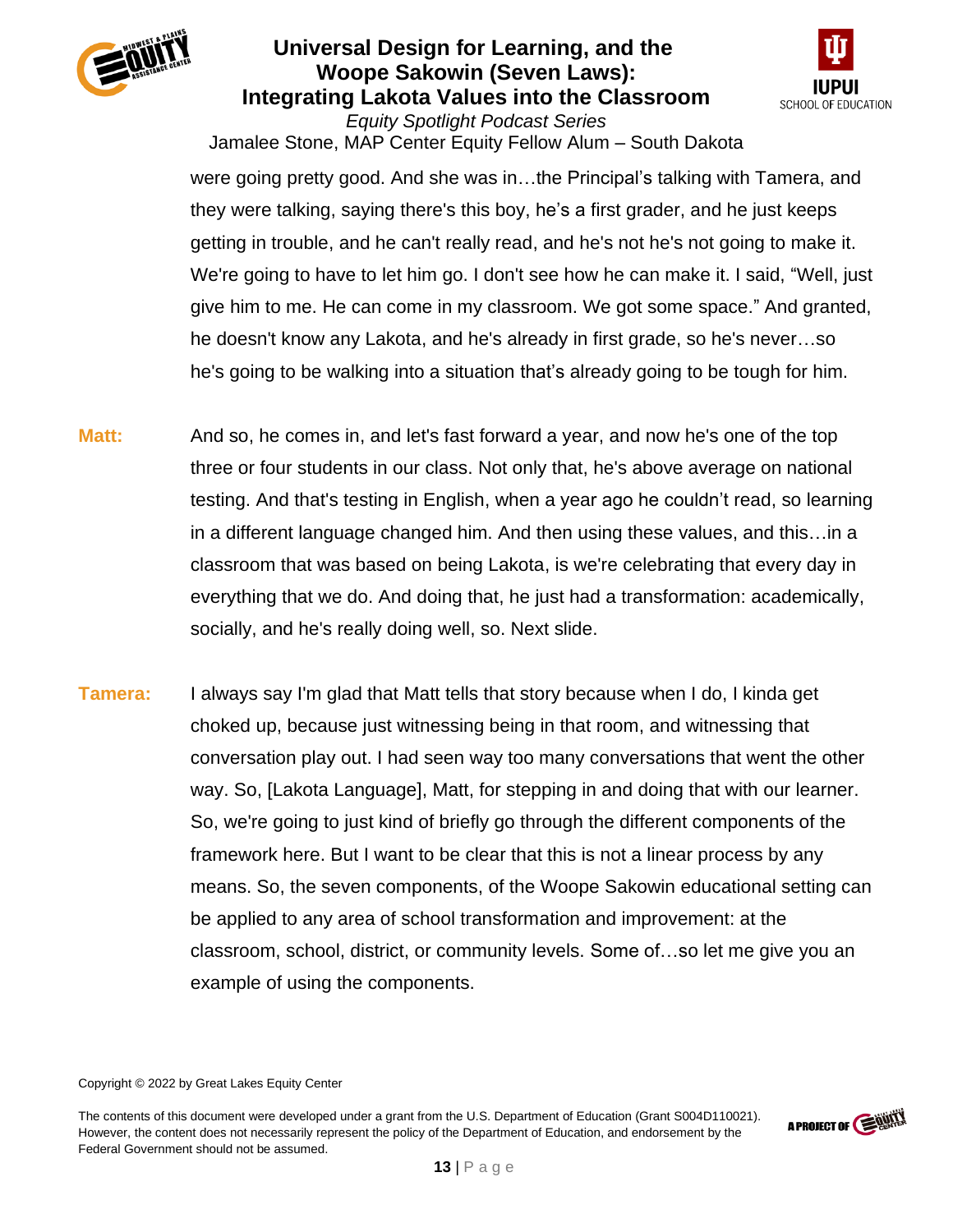were going pretty good. And she was in…the Principal's talking with Tamera, and they were talking, saying there's this boy, he's a first grader, and he just keeps getting in trouble, and he can't really read, and he's not he's not going to make it. We're going to have to let him go. I don't see how he can make it. I said, "Well, just give him to me. He can come in my classroom. We got some space." And granted, he doesn't know any Lakota, and he's already in first grade, so he's never…so he's going to be walking into a situation that's already going to be tough for him.

**Matt:** And so, he comes in, and let's fast forward a year, and now he's one of the top three or four students in our class. Not only that, he's above average on national testing. And that's testing in English, when a year ago he couldn't read, so learning in a different language changed him. And then using these values, and this…in a classroom that was based on being Lakota, is we're celebrating that every day in everything that we do. And doing that, he just had a transformation: academically, socially, and he's really doing well, so. Next slide.

**Tamera:** I always say I'm glad that Matt tells that story because when I do, I kinda get choked up, because just witnessing being in that room, and witnessing that conversation play out. I had seen way too many conversations that went the other way. So, [Lakota Language], Matt, for stepping in and doing that with our learner. So, we're going to just kind of briefly go through the different components of the framework here. But I want to be clear that this is not a linear process by any means. So, the seven components, of the Woope Sakowin educational setting can be applied to any area of school transformation and improvement: at the classroom, school, district, or community levels. Some of…so let me give you an example of using the components.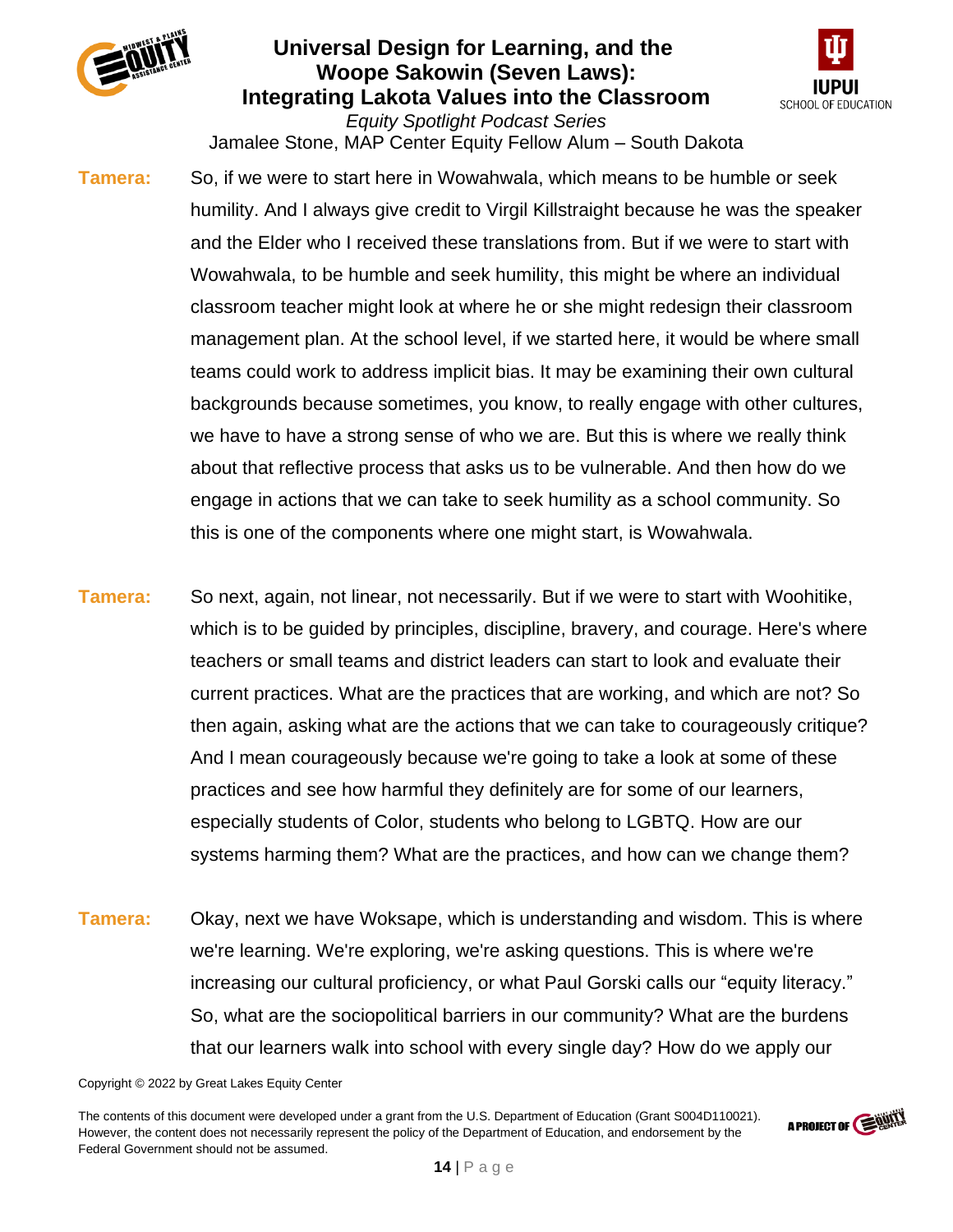**Tamera:** So, if we were to start here in Wowahwala, which means to be humble or seek humility. And I always give credit to Virgil Killstraight because he was the speaker and the Elder who I received these translations from. But if we were to start with Wowahwala, to be humble and seek humility, this might be where an individual classroom teacher might look at where he or she might redesign their classroom management plan. At the school level, if we started here, it would be where small teams could work to address implicit bias. It may be examining their own cultural backgrounds because sometimes, you know, to really engage with other cultures, we have to have a strong sense of who we are. But this is where we really think about that reflective process that asks us to be vulnerable. And then how do we engage in actions that we can take to seek humility as a school community. So this is one of the components where one might start, is Wowahwala.

**Tamera:** So next, again, not linear, not necessarily. But if we were to start with Woohitike, which is to be guided by principles, discipline, bravery, and courage. Here's where teachers or small teams and district leaders can start to look and evaluate their current practices. What are the practices that are working, and which are not? So then again, asking what are the actions that we can take to courageously critique? And I mean courageously because we're going to take a look at some of these practices and see how harmful they definitely are for some of our learners, especially students of Color, students who belong to LGBTQ. How are our systems harming them? What are the practices, and how can we change them?

**Tamera:** Okay, next we have Woksape, which is understanding and wisdom. This is where we're learning. We're exploring, we're asking questions. This is where we're increasing our cultural proficiency, or what Paul Gorski calls our "equity literacy." So, what are the sociopolitical barriers in our community? What are the burdens that our learners walk into school with every single day? How do we apply our

Copyright © 2022 by Great Lakes Equity Center

The contents of this document were developed under a grant from the U.S. Department of Education (Grant S004D110021). However, the content does not necessarily represent the policy of the Department of Education, and endorsement by the Federal Government should not be assumed.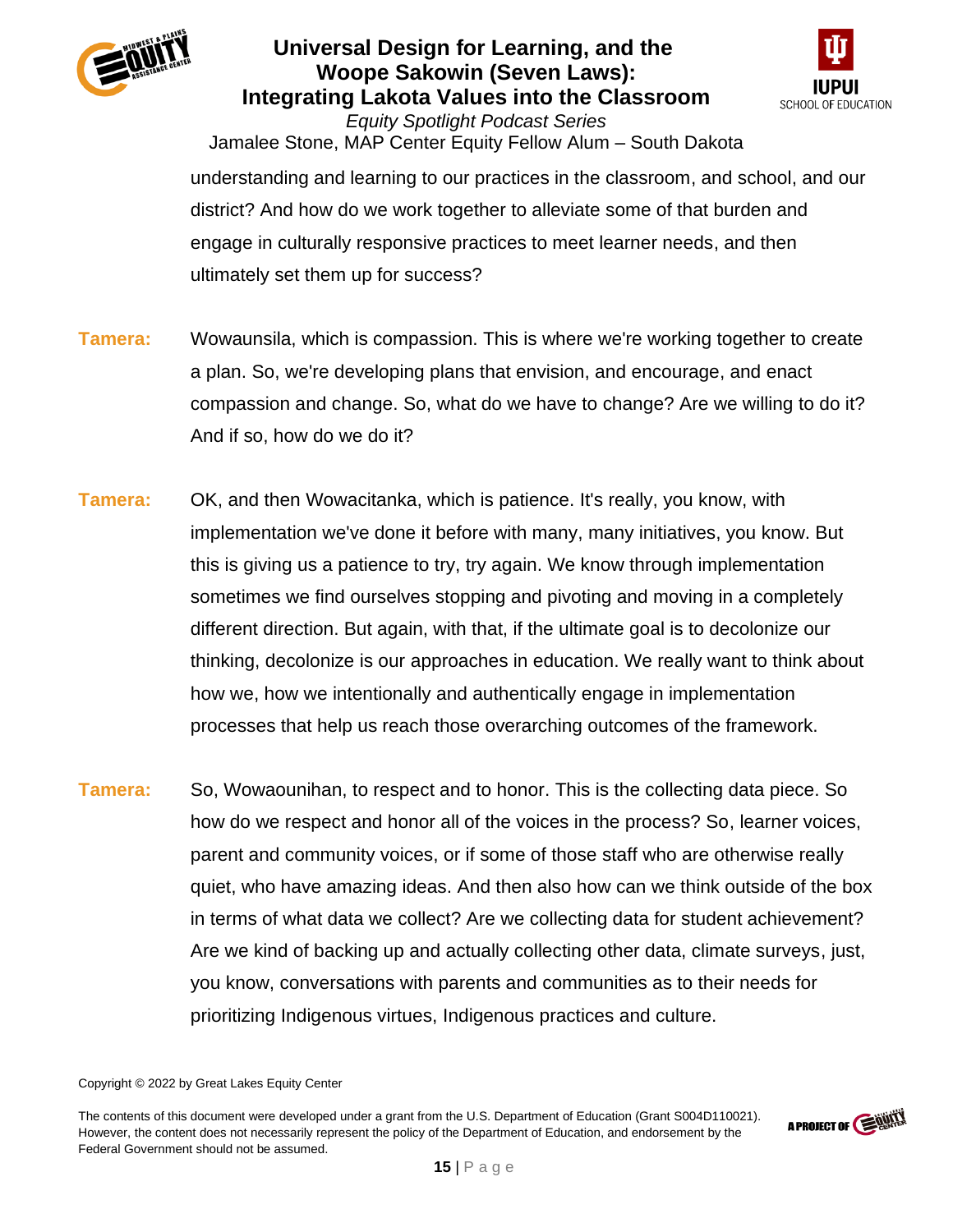understanding and learning to our practices in the classroom, and school, and our district? And how do we work together to alleviate some of that burden and engage in culturally responsive practices to meet learner needs, and then ultimately set them up for success?

**Tamera:** Wowaunsila, which is compassion. This is where we're working together to create a plan. So, we're developing plans that envision, and encourage, and enact compassion and change. So, what do we have to change? Are we willing to do it? And if so, how do we do it?

**Tamera:** OK, and then Wowacitanka, which is patience. It's really, you know, with implementation we've done it before with many, many initiatives, you know. But this is giving us a patience to try, try again. We know through implementation sometimes we find ourselves stopping and pivoting and moving in a completely different direction. But again, with that, if the ultimate goal is to decolonize our thinking, decolonize is our approaches in education. We really want to think about how we, how we intentionally and authentically engage in implementation processes that help us reach those overarching outcomes of the framework.

**Tamera:** So, Wowaounihan, to respect and to honor. This is the collecting data piece. So how do we respect and honor all of the voices in the process? So, learner voices, parent and community voices, or if some of those staff who are otherwise really quiet, who have amazing ideas. And then also how can we think outside of the box in terms of what data we collect? Are we collecting data for student achievement? Are we kind of backing up and actually collecting other data, climate surveys, just, you know, conversations with parents and communities as to their needs for prioritizing Indigenous virtues, Indigenous practices and culture.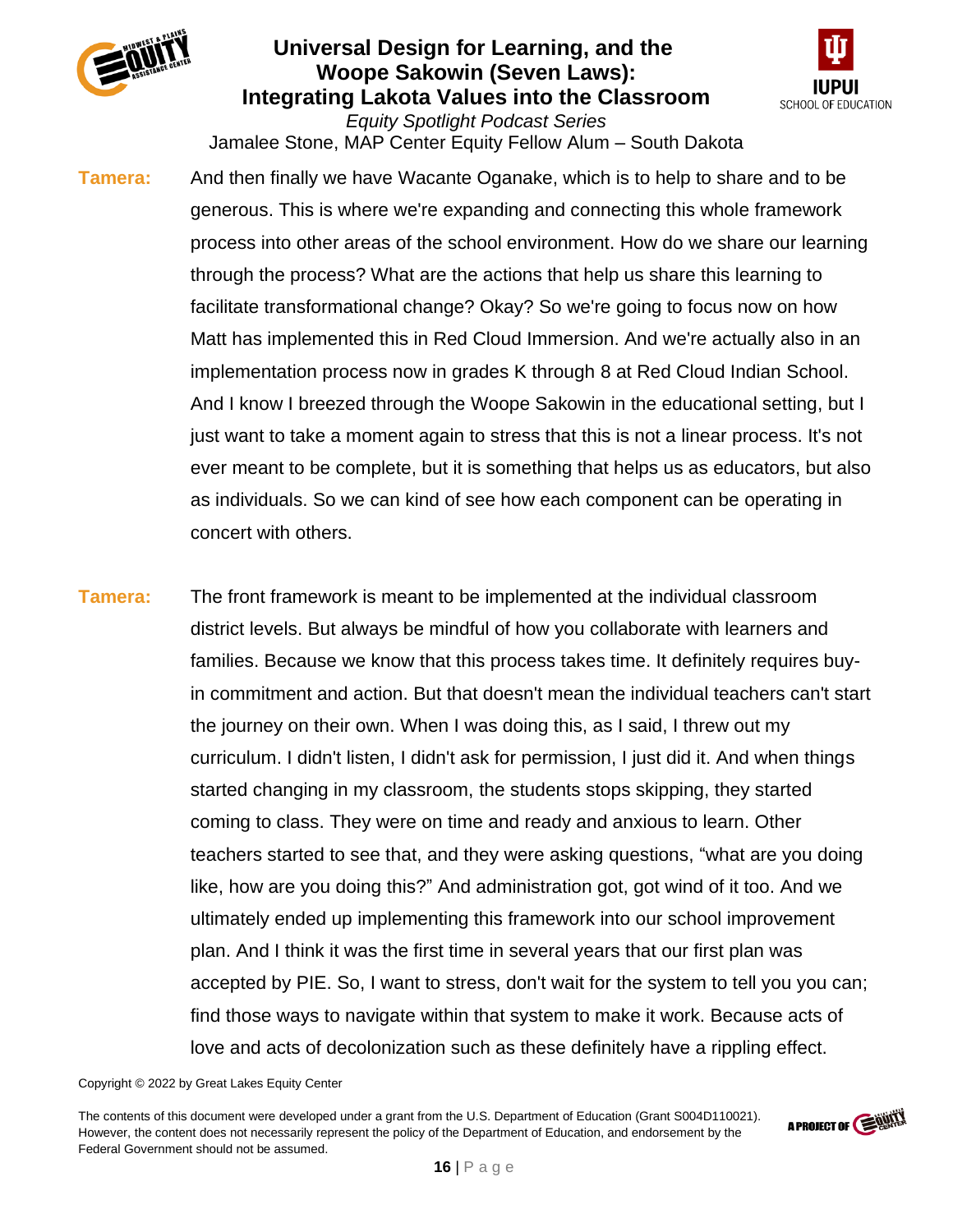**Tamera:** And then finally we have Wacante Oganake, which is to help to share and to be generous. This is where we're expanding and connecting this whole framework process into other areas of the school environment. How do we share our learning through the process? What are the actions that help us share this learning to facilitate transformational change? Okay? So we're going to focus now on how Matt has implemented this in Red Cloud Immersion. And we're actually also in an implementation process now in grades K through 8 at Red Cloud Indian School. And I know I breezed through the Woope Sakowin in the educational setting, but I just want to take a moment again to stress that this is not a linear process. It's not ever meant to be complete, but it is something that helps us as educators, but also as individuals. So we can kind of see how each component can be operating in concert with others.

**Tamera:** The front framework is meant to be implemented at the individual classroom district levels. But always be mindful of how you collaborate with learners and families. Because we know that this process takes time. It definitely requires buy-in commitment and action. But that doesn't mean the individual teachers can't start the journey on their own. When I was doing this, as I said, I threw out my curriculum. I didn't listen, I didn't ask for permission, I just did it. And when things started changing in my classroom, the students stops skipping, they started coming to class. They were on time and ready and anxious to learn. Other teachers started to see that, and they were asking questions, "what are you doing like, how are you doing this?" And administration got, got wind of it too. And we ultimately ended up implementing this framework into our school improvement plan. And I think it was the first time in several years that our first plan was accepted by PIE. So, I want to stress, don't wait for the system to tell you you can; find those ways to navigate within that system to make it work. Because acts of love and acts of decolonization such as these definitely have a rippling effect.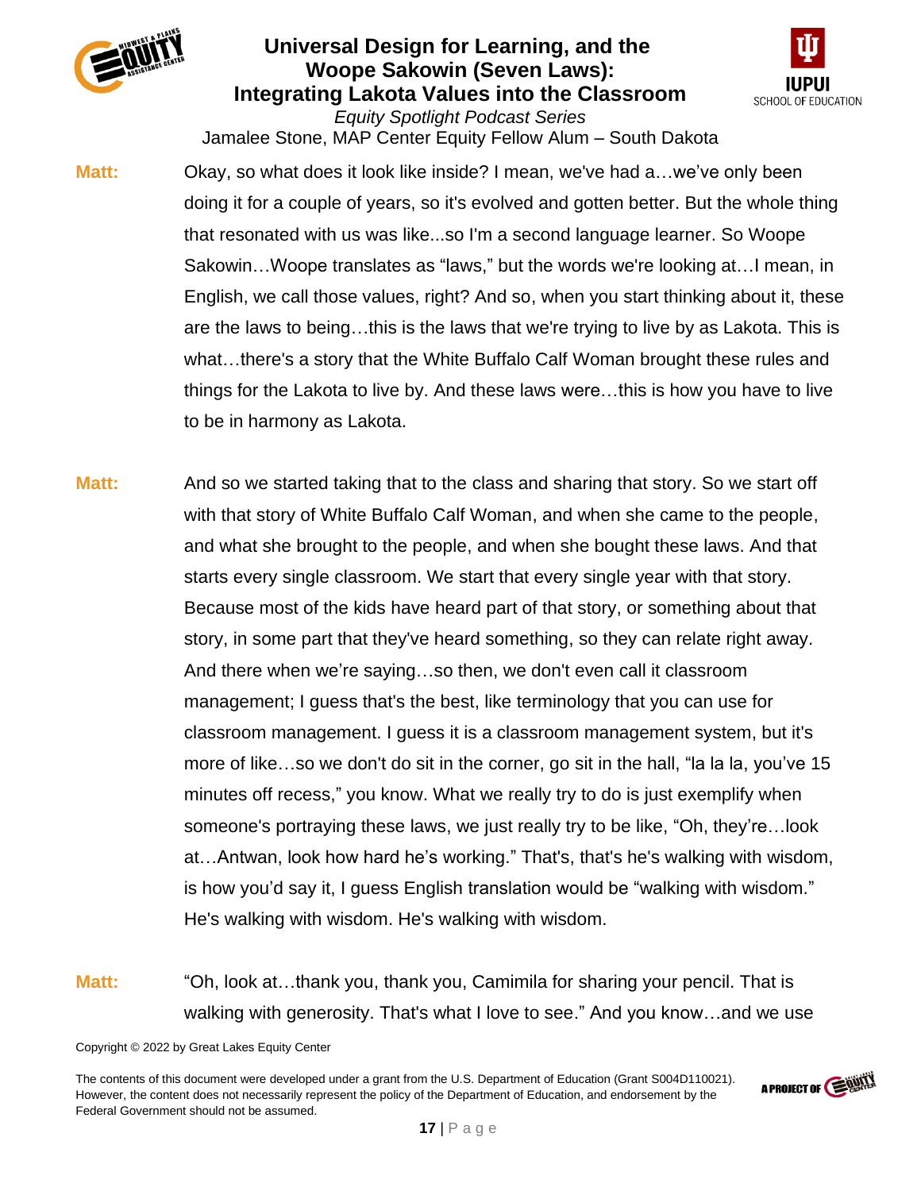**Matt:** Okay, so what does it look like inside? I mean, we've had a…we've only been doing it for a couple of years, so it's evolved and gotten better. But the whole thing that resonated with us was like...so I'm a second language learner. So Woope Sakowin…Woope translates as "laws," but the words we're looking at…I mean, in English, we call those values, right? And so, when you start thinking about it, these are the laws to being…this is the laws that we're trying to live by as Lakota. This is what…there's a story that the White Buffalo Calf Woman brought these rules and things for the Lakota to live by. And these laws were…this is how you have to live to be in harmony as Lakota.

**Matt:** And so we started taking that to the class and sharing that story. So we start off with that story of White Buffalo Calf Woman, and when she came to the people, and what she brought to the people, and when she bought these laws. And that starts every single classroom. We start that every single year with that story. Because most of the kids have heard part of that story, or something about that story, in some part that they've heard something, so they can relate right away. And there when we're saying…so then, we don't even call it classroom management; I guess that's the best, like terminology that you can use for classroom management. I guess it is a classroom management system, but it's more of like…so we don't do sit in the corner, go sit in the hall, "la la la, you've 15 minutes off recess," you know. What we really try to do is just exemplify when someone's portraying these laws, we just really try to be like, "Oh, they're…look at…Antwan, look how hard he's working." That's, that's he's walking with wisdom, is how you'd say it, I guess English translation would be "walking with wisdom." He's walking with wisdom. He's walking with wisdom.

**Matt:** "Oh, look at…thank you, thank you, Camimila for sharing your pencil. That is walking with generosity. That's what I love to see." And you know…and we use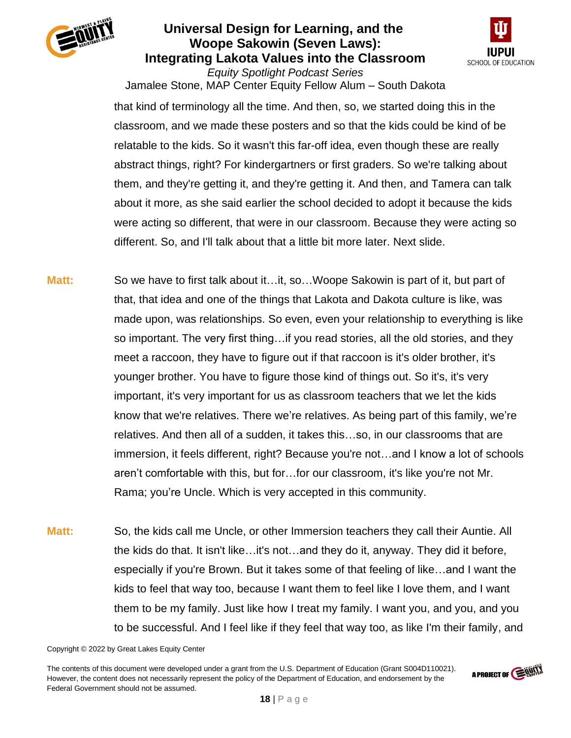that kind of terminology all the time. And then, so, we started doing this in the classroom, and we made these posters and so that the kids could be kind of be relatable to the kids. So it wasn't this far-off idea, even though these are really abstract things, right? For kindergartners or first graders. So we're talking about them, and they're getting it, and they're getting it. And then, and Tamera can talk about it more, as she said earlier the school decided to adopt it because the kids were acting so different, that were in our classroom. Because they were acting so different. So, and I'll talk about that a little bit more later. Next slide.

**Matt:** So we have to first talk about it…it, so…Woope Sakowin is part of it, but part of that, that idea and one of the things that Lakota and Dakota culture is like, was made upon, was relationships. So even, even your relationship to everything is like so important. The very first thing…if you read stories, all the old stories, and they meet a raccoon, they have to figure out if that raccoon is it's older brother, it's younger brother. You have to figure those kind of things out. So it's, it's very important, it's very important for us as classroom teachers that we let the kids know that we're relatives. There we're relatives. As being part of this family, we're relatives. And then all of a sudden, it takes this…so, in our classrooms that are immersion, it feels different, right? Because you're not…and I know a lot of schools aren't comfortable with this, but for…for our classroom, it's like you're not Mr. Rama; you're Uncle. Which is very accepted in this community.

**Matt:** So, the kids call me Uncle, or other Immersion teachers they call their Auntie. All the kids do that. It isn't like…it's not…and they do it, anyway. They did it before, especially if you're Brown. But it takes some of that feeling of like…and I want the kids to feel that way too, because I want them to feel like I love them, and I want them to be my family. Just like how I treat my family. I want you, and you, and you to be successful. And I feel like if they feel that way too, as like I'm their family, and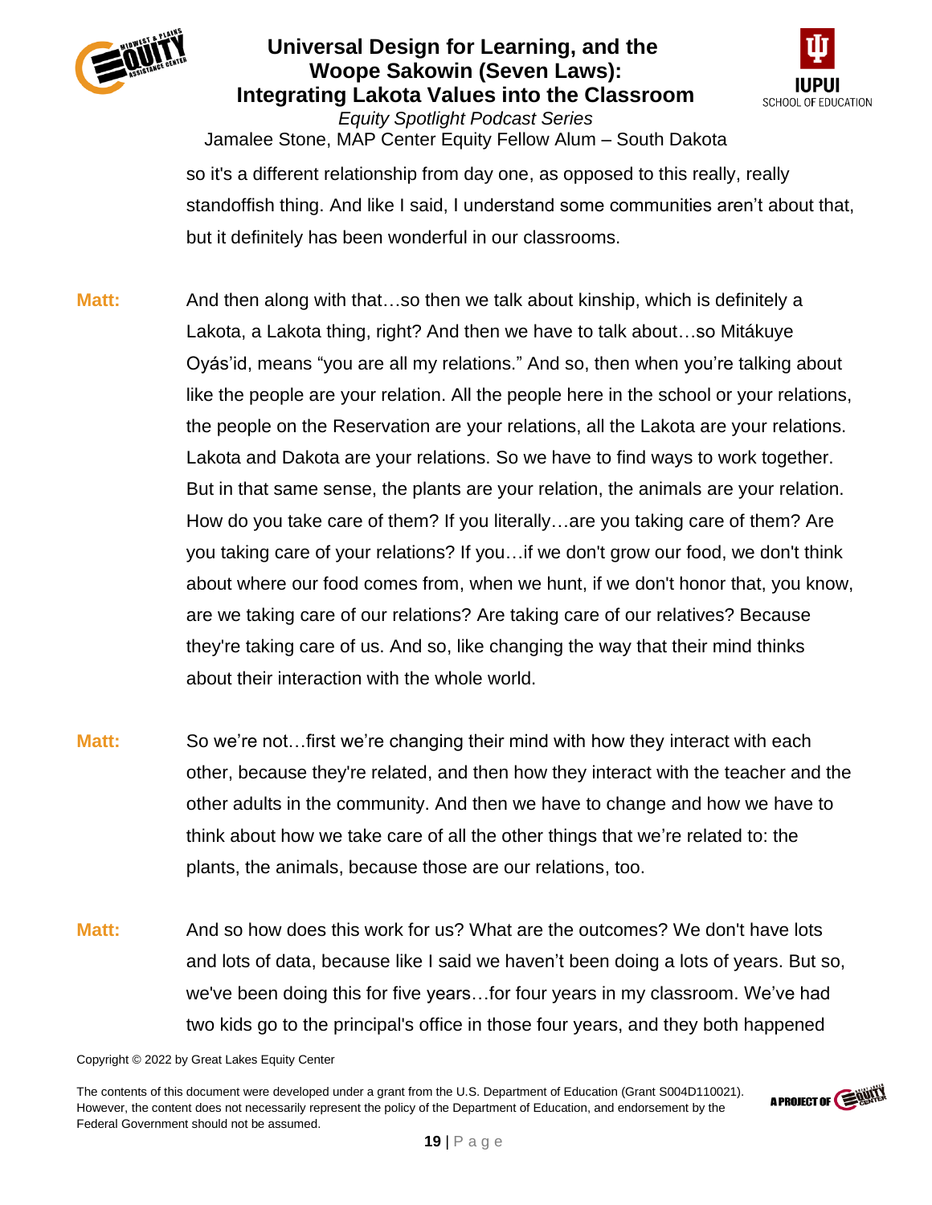so it's a different relationship from day one, as opposed to this really, really standoffish thing. And like I said, I understand some communities aren't about that, but it definitely has been wonderful in our classrooms.

**Matt:** And then along with that…so then we talk about kinship, which is definitely a Lakota, a Lakota thing, right? And then we have to talk about…so Mitákuye Oyás'id, means "you are all my relations." And so, then when you're talking about like the people are your relation. All the people here in the school or your relations, the people on the Reservation are your relations, all the Lakota are your relations. Lakota and Dakota are your relations. So we have to find ways to work together. But in that same sense, the plants are your relation, the animals are your relation. How do you take care of them? If you literally…are you taking care of them? Are you taking care of your relations? If you…if we don't grow our food, we don't think about where our food comes from, when we hunt, if we don't honor that, you know, are we taking care of our relations? Are taking care of our relatives? Because they're taking care of us. And so, like changing the way that their mind thinks about their interaction with the whole world.

**Matt:** So we're not…first we're changing their mind with how they interact with each other, because they're related, and then how they interact with the teacher and the other adults in the community. And then we have to change and how we have to think about how we take care of all the other things that we're related to: the plants, the animals, because those are our relations, too.

**Matt:** And so how does this work for us? What are the outcomes? We don't have lots and lots of data, because like I said we haven't been doing a lots of years. But so, we've been doing this for five years…for four years in my classroom. We've had two kids go to the principal's office in those four years, and they both happened

Copyright © 2022 by Great Lakes Equity Center

The contents of this document were developed under a grant from the U.S. Department of Education (Grant S004D110021). However, the content does not necessarily represent the policy of the Department of Education, and endorsement by the Federal Government should not be assumed.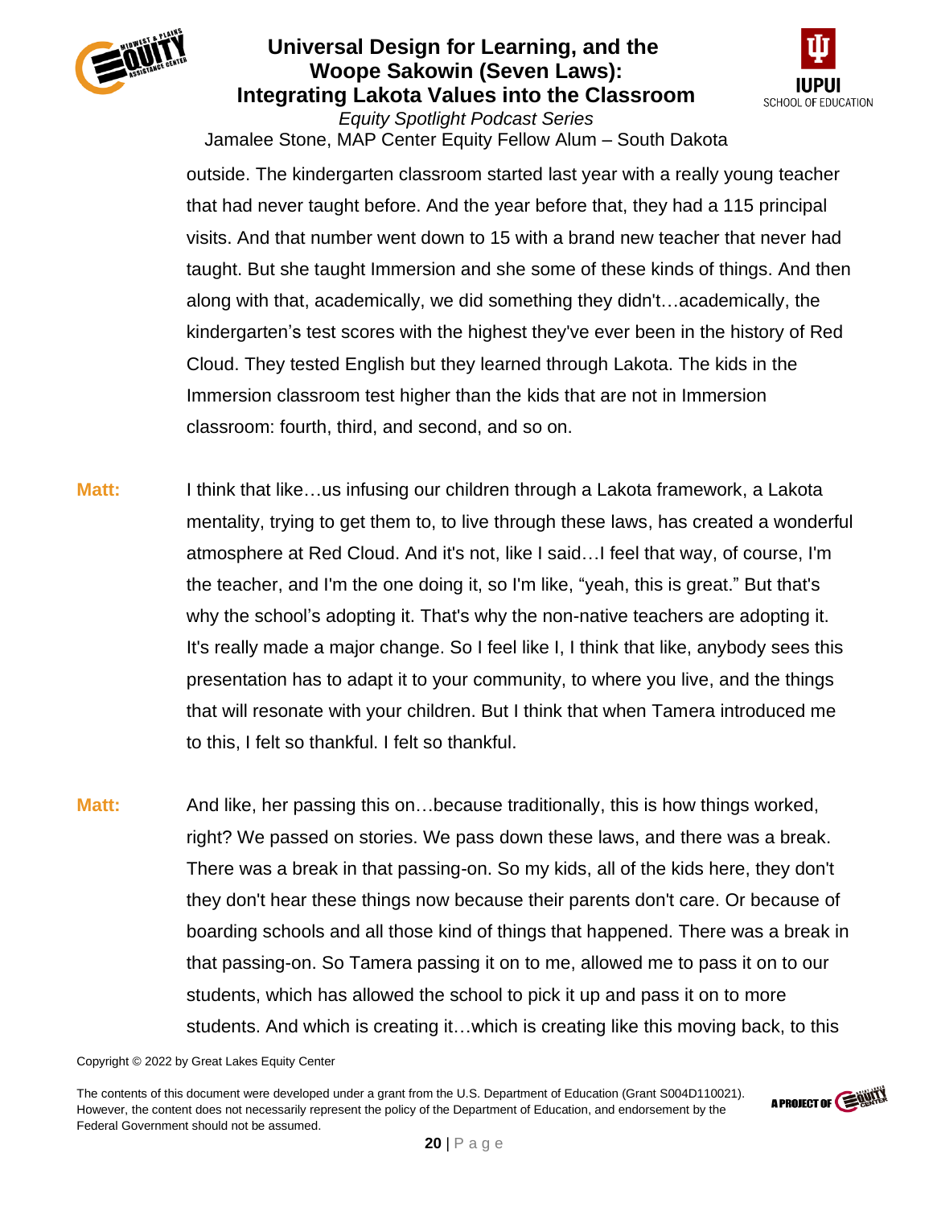outside. The kindergarten classroom started last year with a really young teacher that had never taught before. And the year before that, they had a 115 principal visits. And that number went down to 15 with a brand new teacher that never had taught. But she taught Immersion and she some of these kinds of things. And then along with that, academically, we did something they didn't…academically, the kindergarten's test scores with the highest they've ever been in the history of Red Cloud. They tested English but they learned through Lakota. The kids in the Immersion classroom test higher than the kids that are not in Immersion classroom: fourth, third, and second, and so on.

**Matt:** I think that like…us infusing our children through a Lakota framework, a Lakota mentality, trying to get them to, to live through these laws, has created a wonderful atmosphere at Red Cloud. And it's not, like I said…I feel that way, of course, I'm the teacher, and I'm the one doing it, so I'm like, "yeah, this is great." But that's why the school's adopting it. That's why the non-native teachers are adopting it. It's really made a major change. So I feel like I, I think that like, anybody sees this presentation has to adapt it to your community, to where you live, and the things that will resonate with your children. But I think that when Tamera introduced me to this, I felt so thankful. I felt so thankful.

**Matt:** And like, her passing this on…because traditionally, this is how things worked, right? We passed on stories. We pass down these laws, and there was a break. There was a break in that passing-on. So my kids, all of the kids here, they don't they don't hear these things now because their parents don't care. Or because of boarding schools and all those kind of things that happened. There was a break in that passing-on. So Tamera passing it on to me, allowed me to pass it on to our students, which has allowed the school to pick it up and pass it on to more students. And which is creating it…which is creating like this moving back, to this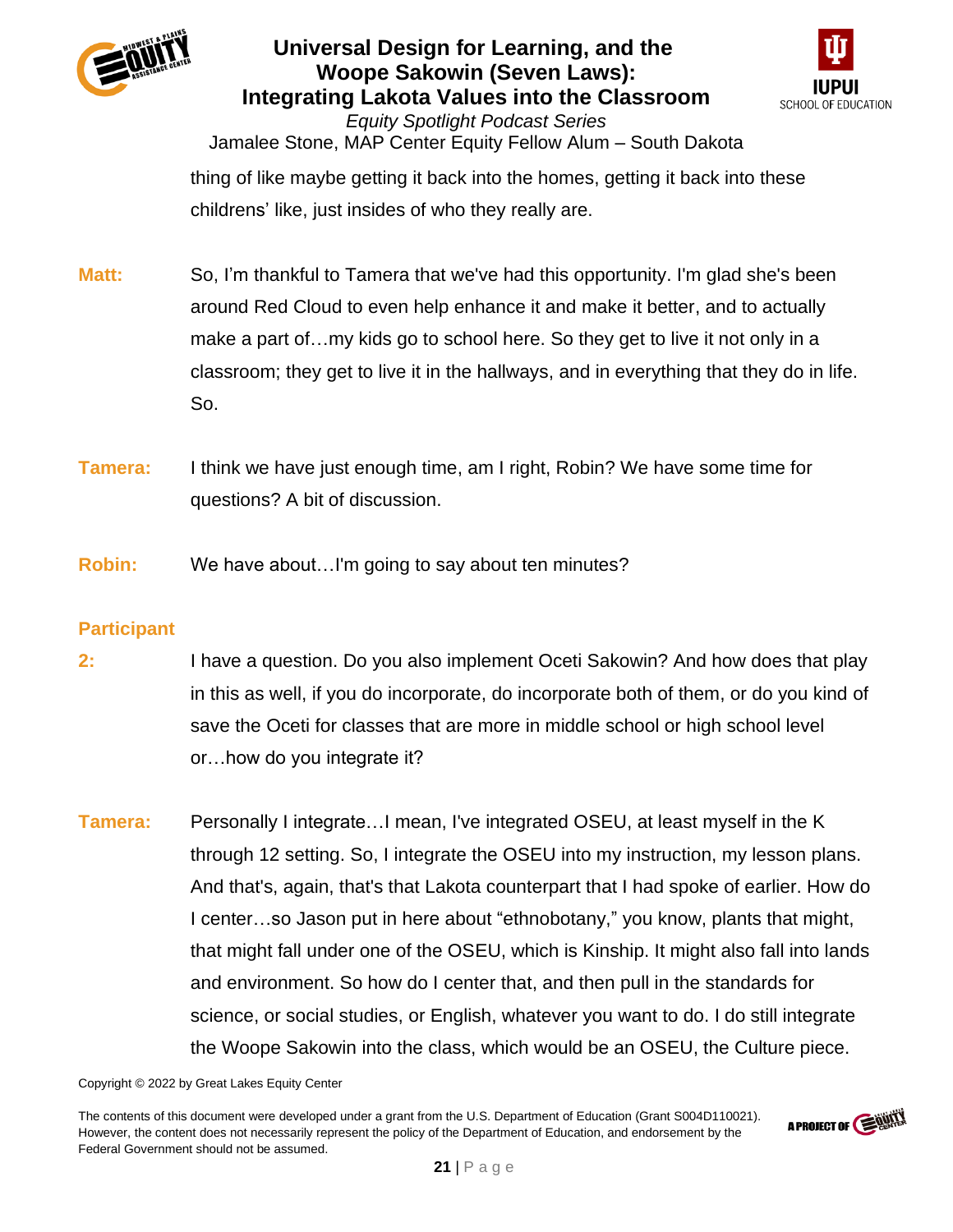thing of like maybe getting it back into the homes, getting it back into these childrens' like, just insides of who they really are.

**Matt:** So, I'm thankful to Tamera that we've had this opportunity. I'm glad she's been around Red Cloud to even help enhance it and make it better, and to actually make a part of…my kids go to school here. So they get to live it not only in a classroom; they get to live it in the hallways, and in everything that they do in life. So.

**Tamera:** I think we have just enough time, am I right, Robin? We have some time for questions? A bit of discussion.

**Robin:** We have about…I'm going to say about ten minutes?

**Participant 2:** I have a question. Do you also implement Oceti Sakowin? And how does that play in this as well, if you do incorporate, do incorporate both of them, or do you kind of save the Oceti for classes that are more in middle school or high school level or…how do you integrate it?

**Tamera:** Personally I integrate…I mean, I've integrated OSEU, at least myself in the K through 12 setting. So, I integrate the OSEU into my instruction, my lesson plans. And that's, again, that's that Lakota counterpart that I had spoke of earlier. How do I center…so Jason put in here about "ethnobotany," you know, plants that might, that might fall under one of the OSEU, which is Kinship. It might also fall into lands and environment. So how do I center that, and then pull in the standards for science, or social studies, or English, whatever you want to do. I do still integrate the Woope Sakowin into the class, which would be an OSEU, the Culture piece.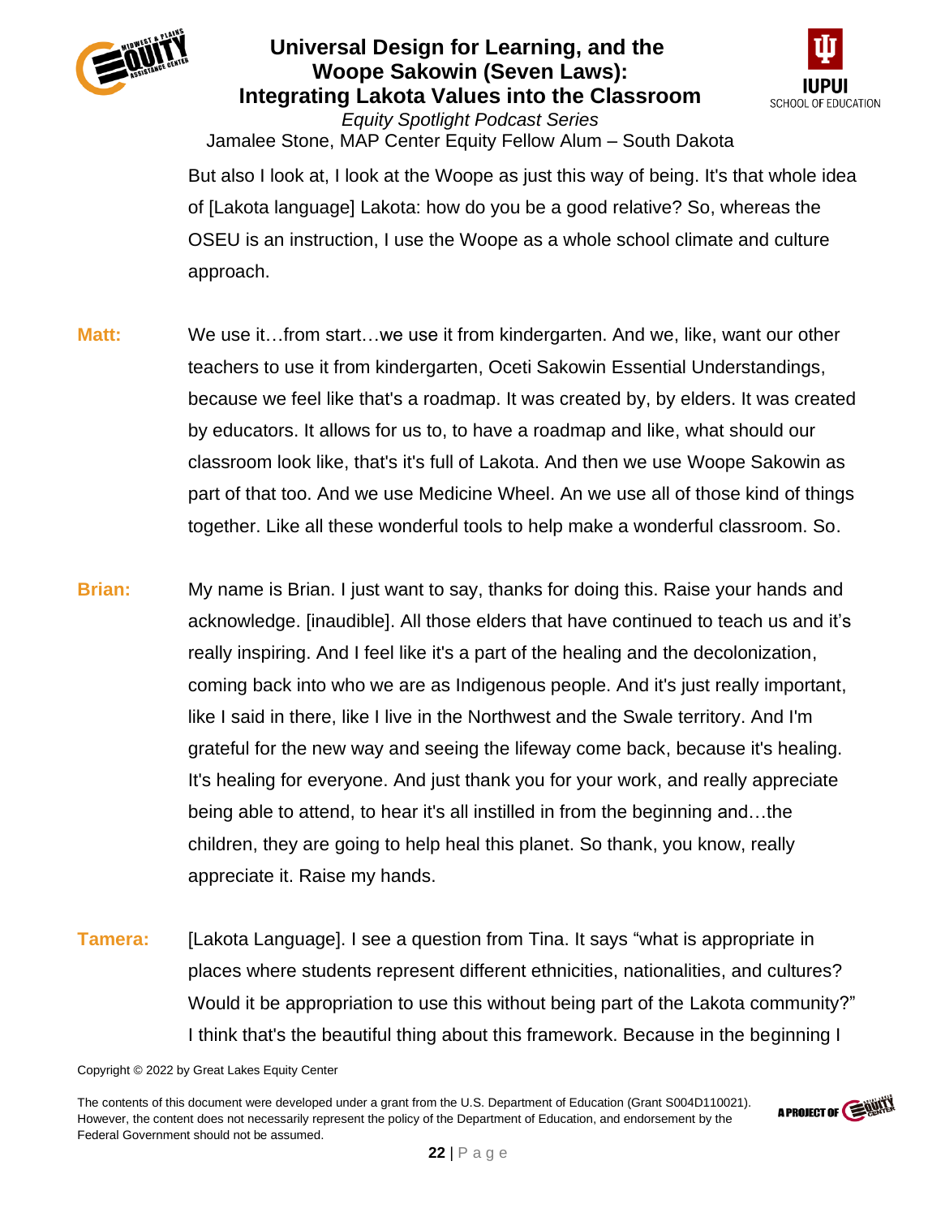But also I look at, I look at the Woope as just this way of being. It's that whole idea of [Lakota language] Lakota: how do you be a good relative? So, whereas the OSEU is an instruction, I use the Woope as a whole school climate and culture approach.

**Matt:** We use it…from start…we use it from kindergarten. And we, like, want our other teachers to use it from kindergarten, Oceti Sakowin Essential Understandings, because we feel like that's a roadmap. It was created by, by elders. It was created by educators. It allows for us to, to have a roadmap and like, what should our classroom look like, that's it's full of Lakota. And then we use Woope Sakowin as part of that too. And we use Medicine Wheel. An we use all of those kind of things together. Like all these wonderful tools to help make a wonderful classroom. So.

**Brian:** My name is Brian. I just want to say, thanks for doing this. Raise your hands and acknowledge. [inaudible]. All those elders that have continued to teach us and it's really inspiring. And I feel like it's a part of the healing and the decolonization, coming back into who we are as Indigenous people. And it's just really important, like I said in there, like I live in the Northwest and the Swale territory. And I'm grateful for the new way and seeing the lifeway come back, because it's healing. It's healing for everyone. And just thank you for your work, and really appreciate being able to attend, to hear it's all instilled in from the beginning and…the children, they are going to help heal this planet. So thank, you know, really appreciate it. Raise my hands.

**Tamera:** [Lakota Language]. I see a question from Tina. It says "what is appropriate in places where students represent different ethnicities, nationalities, and cultures? Would it be appropriation to use this without being part of the Lakota community?" I think that's the beautiful thing about this framework. Because in the beginning I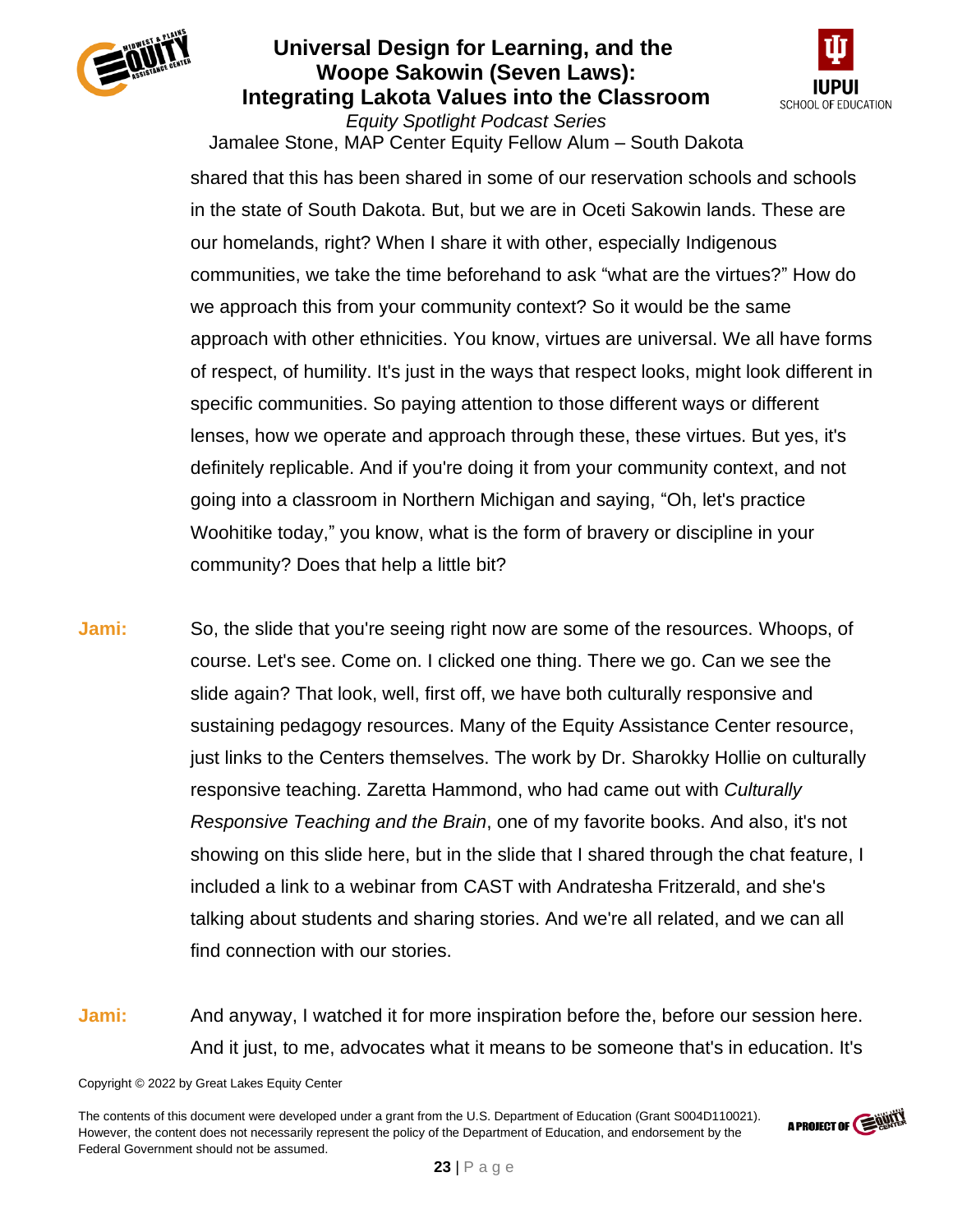shared that this has been shared in some of our reservation schools and schools in the state of South Dakota. But, but we are in Oceti Sakowin lands. These are our homelands, right? When I share it with other, especially Indigenous communities, we take the time beforehand to ask "what are the virtues?" How do we approach this from your community context? So it would be the same approach with other ethnicities. You know, virtues are universal. We all have forms of respect, of humility. It's just in the ways that respect looks, might look different in specific communities. So paying attention to those different ways or different lenses, how we operate and approach through these, these virtues. But yes, it's definitely replicable. And if you're doing it from your community context, and not going into a classroom in Northern Michigan and saying, "Oh, let's practice Woohitike today," you know, what is the form of bravery or discipline in your community? Does that help a little bit?

**Jami:** So, the slide that you're seeing right now are some of the resources. Whoops, of course. Let's see. Come on. I clicked one thing. There we go. Can we see the slide again? That look, well, first off, we have both culturally responsive and sustaining pedagogy resources. Many of the Equity Assistance Center resource, just links to the Centers themselves. The work by Dr. Sharokky Hollie on culturally responsive teaching. Zaretta Hammond, who had came out with *Culturally Responsive Teaching and the Brain*, one of my favorite books. And also, it's not showing on this slide here, but in the slide that I shared through the chat feature, I included a link to a webinar from CAST with Andratesha Fritzerald, and she's talking about students and sharing stories. And we're all related, and we can all find connection with our stories.

**Jami:** And anyway, I watched it for more inspiration before the, before our session here. And it just, to me, advocates what it means to be someone that's in education. It's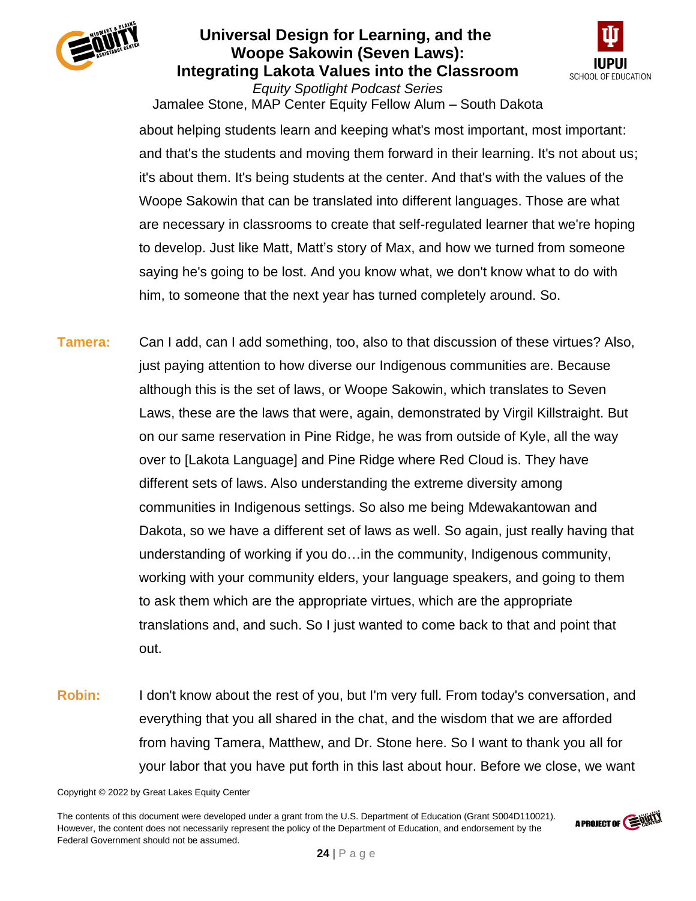about helping students learn and keeping what's most important, most important: and that's the students and moving them forward in their learning. It's not about us; it's about them. It's being students at the center. And that's with the values of the Woope Sakowin that can be translated into different languages. Those are what are necessary in classrooms to create that self-regulated learner that we're hoping to develop. Just like Matt, Matt's story of Max, and how we turned from someone saying he's going to be lost. And you know what, we don't know what to do with him, to someone that the next year has turned completely around. So.

**Tamera:** Can I add, can I add something, too, also to that discussion of these virtues? Also, just paying attention to how diverse our Indigenous communities are. Because although this is the set of laws, or Woope Sakowin, which translates to Seven Laws, these are the laws that were, again, demonstrated by Virgil Killstraight. But on our same reservation in Pine Ridge, he was from outside of Kyle, all the way over to [Lakota Language] and Pine Ridge where Red Cloud is. They have different sets of laws. Also understanding the extreme diversity among communities in Indigenous settings. So also me being Mdewakantowan and Dakota, so we have a different set of laws as well. So again, just really having that understanding of working if you do…in the community, Indigenous community, working with your community elders, your language speakers, and going to them to ask them which are the appropriate virtues, which are the appropriate translations and, and such. So I just wanted to come back to that and point that out.

**Robin:** I don't know about the rest of you, but I'm very full. From today's conversation, and everything that you all shared in the chat, and the wisdom that we are afforded from having Tamera, Matthew, and Dr. Stone here. So I want to thank you all for your labor that you have put forth in this last about hour. Before we close, we want

Copyright © 2022 by Great Lakes Equity Center

The contents of this document were developed under a grant from the U.S. Department of Education (Grant S004D110021). However, the content does not necessarily represent the policy of the Department of Education, and endorsement by the Federal Government should not be assumed.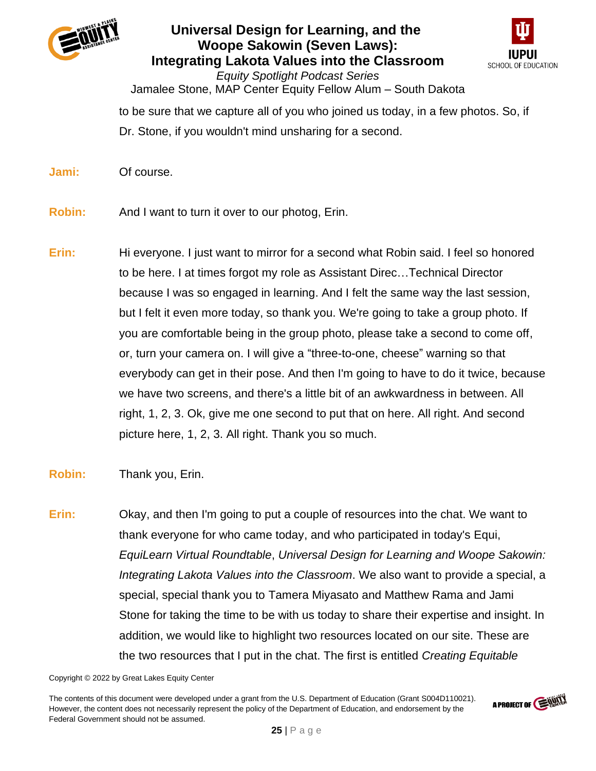to be sure that we capture all of you who joined us today, in a few photos. So, if Dr. Stone, if you wouldn't mind unsharing for a second.

**Jami:** Of course.

**Robin:** And I want to turn it over to our photog, Erin.

**Erin:** Hi everyone. I just want to mirror for a second what Robin said. I feel so honored to be here. I at times forgot my role as Assistant Direc…Technical Director because I was so engaged in learning. And I felt the same way the last session, but I felt it even more today, so thank you. We're going to take a group photo. If you are comfortable being in the group photo, please take a second to come off, or, turn your camera on. I will give a "three-to-one, cheese" warning so that everybody can get in their pose. And then I'm going to have to do it twice, because we have two screens, and there's a little bit of an awkwardness in between. All right, 1, 2, 3. Ok, give me one second to put that on here. All right. And second picture here, 1, 2, 3. All right. Thank you so much.

**Robin:** Thank you, Erin.

**Erin:** Okay, and then I'm going to put a couple of resources into the chat. We want to thank everyone for who came today, and who participated in today's Equi, *EquiLearn Virtual Roundtable*, *Universal Design for Learning and Woope Sakowin: Integrating Lakota Values into the Classroom*. We also want to provide a special, a special, special thank you to Tamera Miyasato and Matthew Rama and Jami Stone for taking the time to be with us today to share their expertise and insight. In addition, we would like to highlight two resources located on our site. These are the two resources that I put in the chat. The first is entitled *Creating Equitable*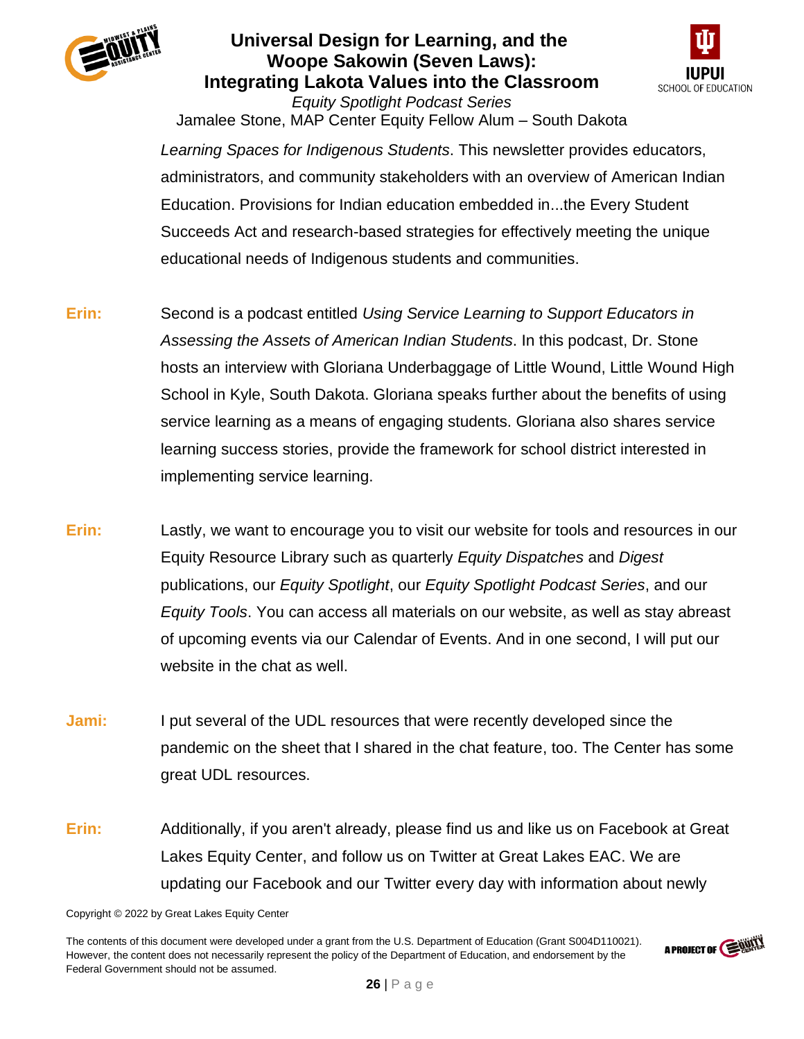*Learning Spaces for Indigenous Students*. This newsletter provides educators, administrators, and community stakeholders with an overview of American Indian Education. Provisions for Indian education embedded in...the Every Student Succeeds Act and research-based strategies for effectively meeting the unique educational needs of Indigenous students and communities.

**Erin:** Second is a podcast entitled *Using Service Learning to Support Educators in Assessing the Assets of American Indian Students*. In this podcast, Dr. Stone hosts an interview with Gloriana Underbaggage of Little Wound, Little Wound High School in Kyle, South Dakota. Gloriana speaks further about the benefits of using service learning as a means of engaging students. Gloriana also shares service learning success stories, provide the framework for school district interested in implementing service learning.

**Erin:** Lastly, we want to encourage you to visit our website for tools and resources in our Equity Resource Library such as quarterly *Equity Dispatches* and *Digest* publications, our *Equity Spotlight*, our *Equity Spotlight Podcast Series*, and our *Equity Tools*. You can access all materials on our website, as well as stay abreast of upcoming events via our Calendar of Events. And in one second, I will put our website in the chat as well.

**Jami:** I put several of the UDL resources that were recently developed since the pandemic on the sheet that I shared in the chat feature, too. The Center has some great UDL resources.

**Erin:** Additionally, if you aren't already, please find us and like us on Facebook at Great Lakes Equity Center, and follow us on Twitter at Great Lakes EAC. We are updating our Facebook and our Twitter every day with information about newly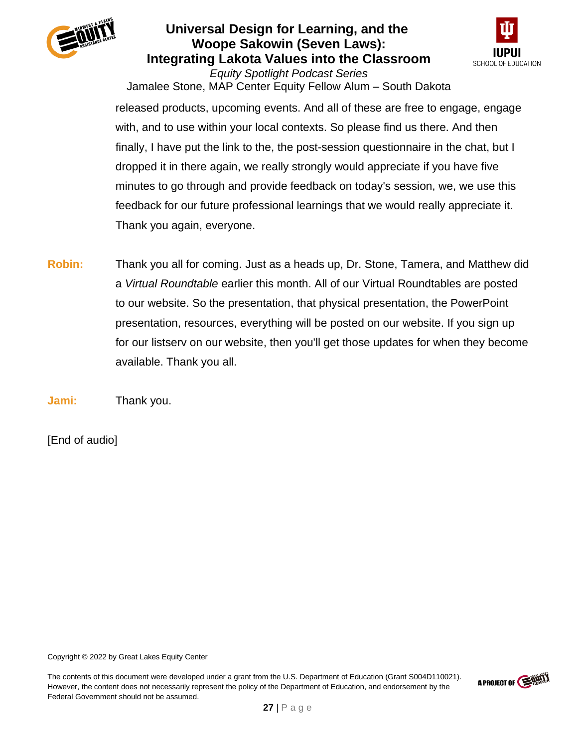released products, upcoming events. And all of these are free to engage, engage with, and to use within your local contexts. So please find us there. And then finally, I have put the link to the, the post-session questionnaire in the chat, but I dropped it in there again, we really strongly would appreciate if you have five minutes to go through and provide feedback on today's session, we, we use this feedback for our future professional learnings that we would really appreciate it. Thank you again, everyone.

**Robin:** Thank you all for coming. Just as a heads up, Dr. Stone, Tamera, and Matthew did a *Virtual Roundtable* earlier this month. All of our Virtual Roundtables are posted to our website. So the presentation, that physical presentation, the PowerPoint presentation, resources, everything will be posted on our website. If you sign up for our listserv on our website, then you'll get those updates for when they become available. Thank you all.

**Jami:** Thank you.

[End of audio]

Copyright © 2022 by Great Lakes Equity Center

The contents of this document were developed under a grant from the U.S. Department of Education (Grant S004D110021). However, the content does not necessarily represent the policy of the Department of Education, and endorsement by the Federal Government should not be assumed.